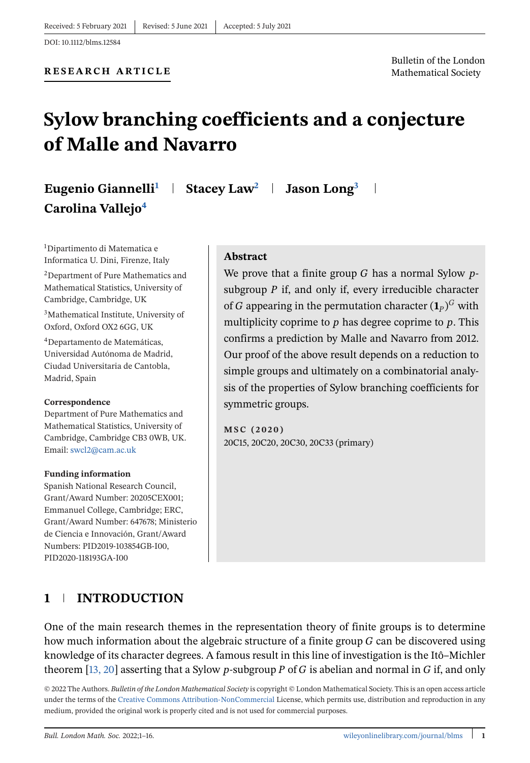Received: 5 February 2021 | Revised: 5 June 2021 | Accepted: 5 July 2021

DOI: 10.1112/blms.12584

**RESEARCH ARTICLE**

Bulletin of the London Mathematical Society

# Sylow branching coefficients and a conjecture of Malle and Navarro

**Eugenio Giannelli**[1] | **Stacey Law**[2] | **Jason Long**[3] | **Carolina Vallejo**[4]

[1]Dipartimento di Matematica e Informatica U. Dini, Firenze, Italy

[2]Department of Pure Mathematics and Mathematical Statistics, University of Cambridge, Cambridge, UK

[3]Mathematical Institute, University of Oxford, Oxford OX2 6GG, UK

[4]Departamento de Matemáticas, Universidad Autónoma de Madrid, Ciudad Universitaria de Cantobla, Madrid, Spain

**Correspondence**

Department of Pure Mathematics and Mathematical Statistics, University of Cambridge, Cambridge CB3 0WB, UK.
Email: swcl2@cam.ac.uk

**Funding information**

Spanish National Research Council, Grant/Award Number: 20205CEX001; Emmanuel College, Cambridge; ERC, Grant/Award Number: 647678; Ministerio de Ciencia e Innovación, Grant/Award Numbers: PID2019-103854GB-I00, PID2020-118193GA-I00

## Abstract

We prove that a finite group $G$ has a normal Sylow $p$-subgroup $P$ if, and only if, every irreducible character of $G$ appearing in the permutation character $(\mathbf{1}_P)^G$ with multiplicity coprime to $p$ has degree coprime to $p$. This confirms a prediction by Malle and Navarro from 2012. Our proof of the above result depends on a reduction to simple groups and ultimately on a combinatorial analysis of the properties of Sylow branching coefficients for symmetric groups.

**MSC (2020)**

20C15, 20C20, 20C30, 20C33 (primary)

## 1 | INTRODUCTION

One of the main research themes in the representation theory of finite groups is to determine how much information about the algebraic structure of a finite group $G$ can be discovered using knowledge of its character degrees. A famous result in this line of investigation is the Itô–Michler theorem [13, 20] asserting that a Sylow $p$-subgroup $P$ of $G$ is abelian and normal in $G$ if, and only

© 2022 The Authors. *Bulletin of the London Mathematical Society* is copyright © London Mathematical Society. This is an open access article under the terms of the Creative Commons Attribution-NonCommercial License, which permits use, distribution and reproduction in any medium, provided the original work is properly cited and is not used for commercial purposes.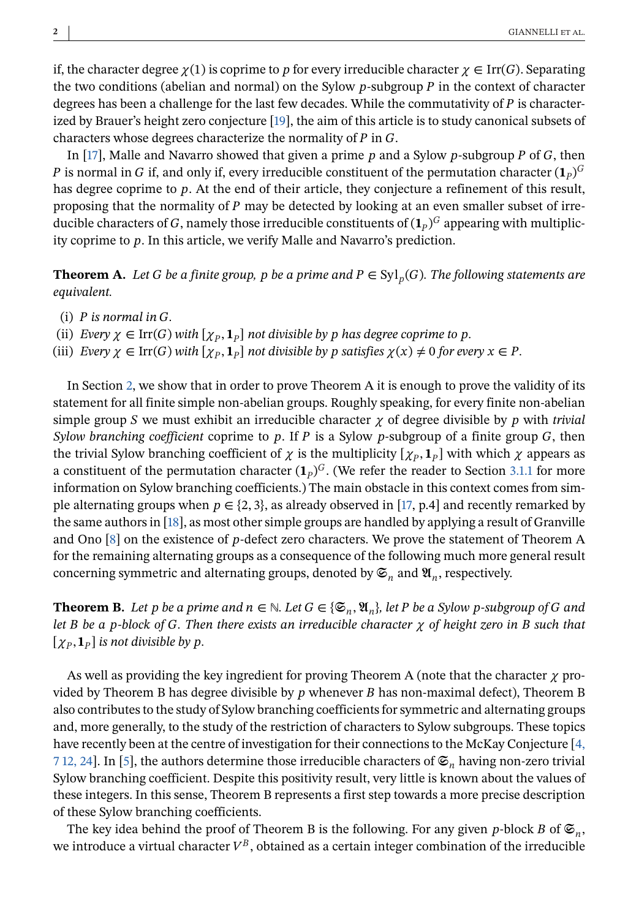if, the character degree $\chi(1)$ is coprime to $p$ for every irreducible character $\chi \in \mathrm{Irr}(G)$. Separating the two conditions (abelian and normal) on the Sylow $p$-subgroup $P$ in the context of character degrees has been a challenge for the last few decades. While the commutativity of $P$ is characterized by Brauer's height zero conjecture [19], the aim of this article is to study canonical subsets of characters whose degrees characterize the normality of $P$ in $G$.

In [17], Malle and Navarro showed that given a prime $p$ and a Sylow $p$-subgroup $P$ of $G$, then $P$ is normal in $G$ if, and only if, every irreducible constituent of the permutation character $(\mathbf{1}_P)^G$ has degree coprime to $p$. At the end of their article, they conjecture a refinement of this result, proposing that the normality of $P$ may be detected by looking at an even smaller subset of irreducible characters of $G$, namely those irreducible constituents of $(\mathbf{1}_P)^G$ appearing with multiplicity coprime to $p$. In this article, we verify Malle and Navarro's prediction.

**Theorem A.** *Let $G$ be a finite group, $p$ be a prime and $P \in \mathrm{Syl}_p(G)$. The following statements are equivalent.*

(i) *$P$ is normal in $G$.*
(ii) *Every $\chi \in \mathrm{Irr}(G)$ with $[\chi_P, \mathbf{1}_P]$ not divisible by $p$ has degree coprime to $p$.*
(iii) *Every $\chi \in \mathrm{Irr}(G)$ with $[\chi_P, \mathbf{1}_P]$ not divisible by $p$ satisfies $\chi(x) \neq 0$ for every $x \in P$.*

In Section 2, we show that in order to prove Theorem A it is enough to prove the validity of its statement for all finite simple non-abelian groups. Roughly speaking, for every finite non-abelian simple group $S$ we must exhibit an irreducible character $\chi$ of degree divisible by $p$ with *trivial Sylow branching coefficient* coprime to $p$. If $P$ is a Sylow $p$-subgroup of a finite group $G$, then the trivial Sylow branching coefficient of $\chi$ is the multiplicity $[\chi_P, \mathbf{1}_P]$ with which $\chi$ appears as a constituent of the permutation character $(\mathbf{1}_P)^G$. (We refer the reader to Section 3.1.1 for more information on Sylow branching coefficients.) The main obstacle in this context comes from simple alternating groups when $p \in \{2, 3\}$, as already observed in [17, p.4] and recently remarked by the same authors in [18], as most other simple groups are handled by applying a result of Granville and Ono [8] on the existence of $p$-defect zero characters. We prove the statement of Theorem A for the remaining alternating groups as a consequence of the following much more general result concerning symmetric and alternating groups, denoted by $\mathfrak{S}_n$ and $\mathfrak{A}_n$, respectively.

**Theorem B.** *Let $p$ be a prime and $n \in \mathbb{N}$. Let $G \in \{\mathfrak{S}_n, \mathfrak{A}_n\}$, let $P$ be a Sylow $p$-subgroup of $G$ and let $B$ be a $p$-block of $G$. Then there exists an irreducible character $\chi$ of height zero in $B$ such that $[\chi_P, \mathbf{1}_P]$ is not divisible by $p$.*

As well as providing the key ingredient for proving Theorem A (note that the character $\chi$ provided by Theorem B has degree divisible by $p$ whenever $B$ has non-maximal defect), Theorem B also contributes to the study of Sylow branching coefficients for symmetric and alternating groups and, more generally, to the study of the restriction of characters to Sylow subgroups. These topics have recently been at the centre of investigation for their connections to the McKay Conjecture [4, 7 12, 24]. In [5], the authors determine those irreducible characters of $\mathfrak{S}_n$ having non-zero trivial Sylow branching coefficient. Despite this positivity result, very little is known about the values of these integers. In this sense, Theorem B represents a first step towards a more precise description of these Sylow branching coefficients.

The key idea behind the proof of Theorem B is the following. For any given $p$-block $B$ of $\mathfrak{S}_n$, we introduce a virtual character $V^B$, obtained as a certain integer combination of the irreducible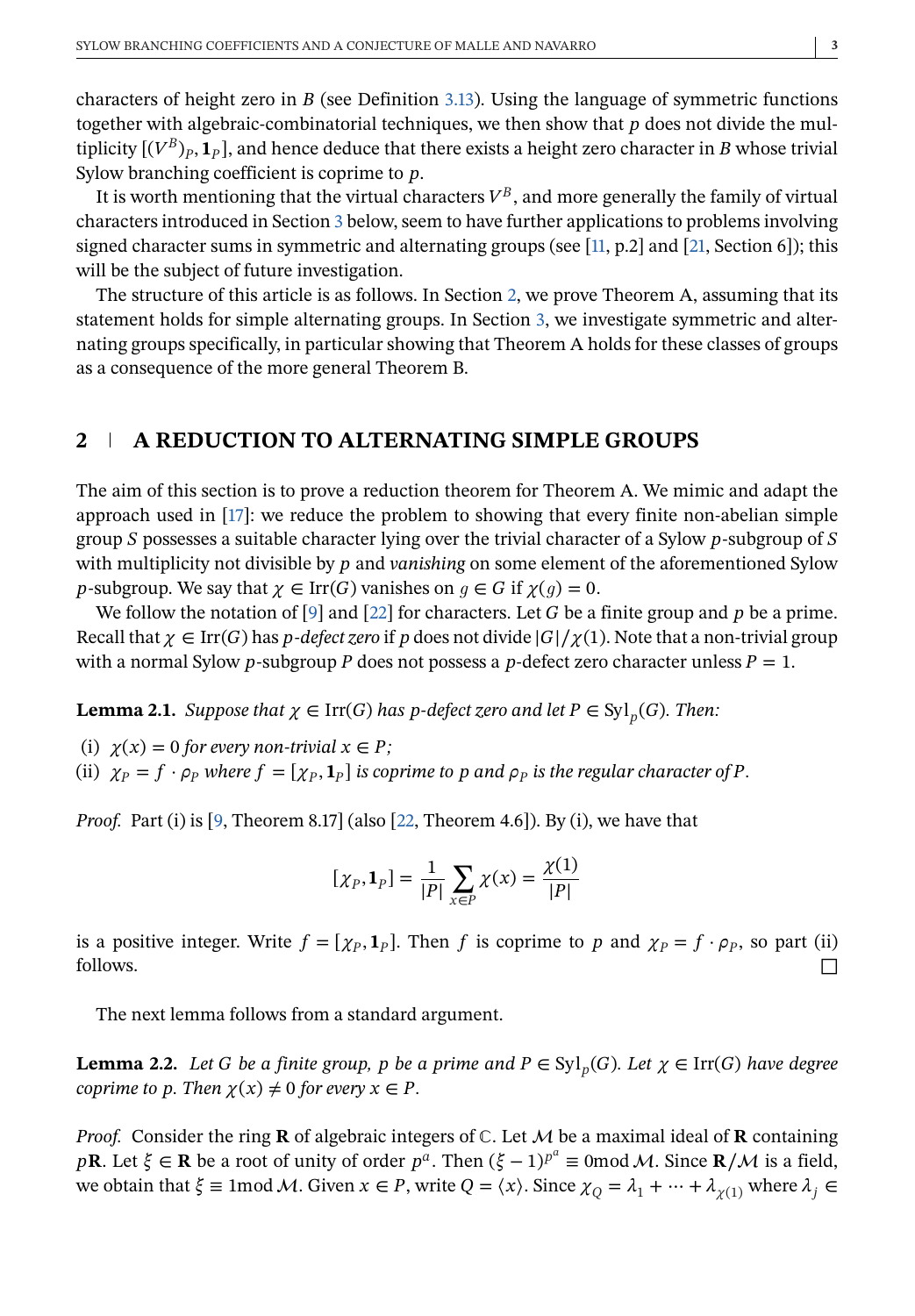characters of height zero in $B$ (see Definition 3.13). Using the language of symmetric functions together with algebraic-combinatorial techniques, we then show that $p$ does not divide the multiplicity $[(V^B)_P, \mathbf{1}_P]$, and hence deduce that there exists a height zero character in $B$ whose trivial Sylow branching coefficient is coprime to $p$.

It is worth mentioning that the virtual characters $V^B$, and more generally the family of virtual characters introduced in Section 3 below, seem to have further applications to problems involving signed character sums in symmetric and alternating groups (see [11, p.2] and [21, Section 6]); this will be the subject of future investigation.

The structure of this article is as follows. In Section 2, we prove Theorem A, assuming that its statement holds for simple alternating groups. In Section 3, we investigate symmetric and alternating groups specifically, in particular showing that Theorem A holds for these classes of groups as a consequence of the more general Theorem B.

## 2 | A REDUCTION TO ALTERNATING SIMPLE GROUPS

The aim of this section is to prove a reduction theorem for Theorem A. We mimic and adapt the approach used in [17]: we reduce the problem to showing that every finite non-abelian simple group $S$ possesses a suitable character lying over the trivial character of a Sylow $p$-subgroup of $S$ with multiplicity not divisible by $p$ and *vanishing* on some element of the aforementioned Sylow $p$-subgroup. We say that $\chi \in \mathrm{Irr}(G)$ vanishes on $g \in G$ if $\chi(g) = 0$.

We follow the notation of [9] and [22] for characters. Let $G$ be a finite group and $p$ be a prime. Recall that $\chi \in \mathrm{Irr}(G)$ has *$p$-defect zero* if $p$ does not divide $|G|/\chi(1)$. Note that a non-trivial group with a normal Sylow $p$-subgroup $P$ does not possess a $p$-defect zero character unless $P = 1$.

**Lemma 2.1.** *Suppose that $\chi \in \mathrm{Irr}(G)$ has $p$-defect zero and let $P \in \mathrm{Syl}_p(G)$. Then:*

(i) *$\chi(x) = 0$ for every non-trivial $x \in P$;*
(ii) *$\chi_P = f \cdot \rho_P$ where $f = [\chi_P, \mathbf{1}_P]$ is coprime to $p$ and $\rho_P$ is the regular character of $P$.*

*Proof.* Part (i) is [9, Theorem 8.17] (also [22, Theorem 4.6]). By (i), we have that

$$[\chi_P, \mathbf{1}_P] = \frac{1}{|P|} \sum_{x \in P} \chi(x) = \frac{\chi(1)}{|P|}$$

is a positive integer. Write $f = [\chi_P, \mathbf{1}_P]$. Then $f$ is coprime to $p$ and $\chi_P = f \cdot \rho_P$, so part (ii) follows. □

The next lemma follows from a standard argument.

**Lemma 2.2.** *Let $G$ be a finite group, $p$ be a prime and $P \in \mathrm{Syl}_p(G)$. Let $\chi \in \mathrm{Irr}(G)$ have degree coprime to $p$. Then $\chi(x) \neq 0$ for every $x \in P$.*

*Proof.* Consider the ring $\mathbf{R}$ of algebraic integers of $\mathbb{C}$. Let $\mathcal{M}$ be a maximal ideal of $\mathbf{R}$ containing $p\mathbf{R}$. Let $\xi \in \mathbf{R}$ be a root of unity of order $p^a$. Then $(\xi - 1)^{p^a} \equiv 0 \bmod \mathcal{M}$. Since $\mathbf{R}/\mathcal{M}$ is a field, we obtain that $\xi \equiv 1 \bmod \mathcal{M}$. Given $x \in P$, write $Q = \langle x \rangle$. Since $\chi_Q = \lambda_1 + \cdots + \lambda_{\chi(1)}$ where $\lambda_j \in$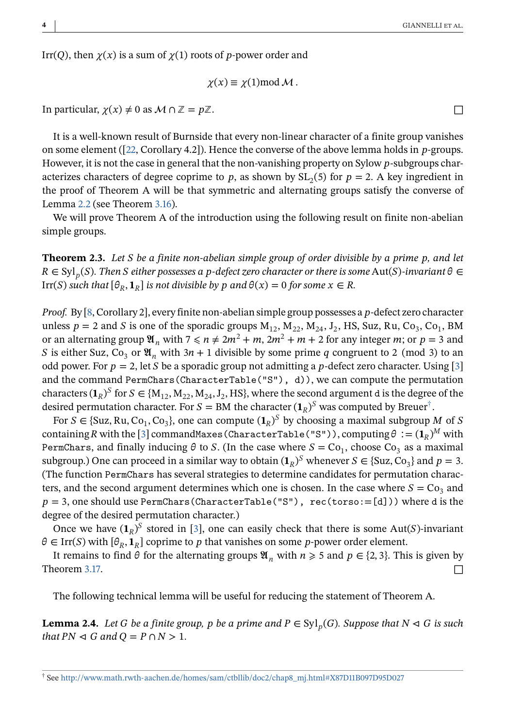$\mathrm{Irr}(Q)$, then $\chi(x)$ is a sum of $\chi(1)$ roots of $p$-power order and

$$\chi(x) \equiv \chi(1) \bmod \mathcal{M}.$$

In particular, $\chi(x) \neq 0$ as $\mathcal{M} \cap \mathbb{Z} = p\mathbb{Z}$. □

It is a well-known result of Burnside that every non-linear character of a finite group vanishes on some element ([22, Corollary 4.2]). Hence the converse of the above lemma holds in $p$-groups. However, it is not the case in general that the non-vanishing property on Sylow $p$-subgroups characterizes characters of degree coprime to $p$, as shown by $\mathrm{SL}_2(5)$ for $p = 2$. A key ingredient in the proof of Theorem A will be that symmetric and alternating groups satisfy the converse of Lemma 2.2 (see Theorem 3.16).

We will prove Theorem A of the introduction using the following result on finite non-abelian simple groups.

**Theorem 2.3.** *Let $S$ be a finite non-abelian simple group of order divisible by a prime $p$, and let $R \in \mathrm{Syl}_p(S)$. Then $S$ either possesses a $p$-defect zero character or there is some $\mathrm{Aut}(S)$-invariant $\theta \in \mathrm{Irr}(S)$ such that $[\theta_R, \mathbf{1}_R]$ is not divisible by $p$ and $\theta(x) = 0$ for some $x \in R$.*

*Proof.* By [8, Corollary 2], every finite non-abelian simple group possesses a $p$-defect zero character unless $p = 2$ and $S$ is one of the sporadic groups $\mathrm{M}_{12}, \mathrm{M}_{22}, \mathrm{M}_{24}, \mathrm{J}_2$, HS, Suz, Ru, $\mathrm{Co}_3$, $\mathrm{Co}_1$, BM or an alternating group $\mathfrak{A}_n$ with $7 \leqslant n \neq 2m^2 + m, 2m^2 + m + 2$ for any integer $m$; or $p = 3$ and $S$ is either Suz, $\mathrm{Co}_3$ or $\mathfrak{A}_n$ with $3n + 1$ divisible by some prime $q$ congruent to 2 (mod 3) to an odd power. For $p = 2$, let $S$ be a sporadic group not admitting a $p$-defect zero character. Using [3] and the command `PermChars(CharacterTable("S"), d))`, we can compute the permutation characters $(\mathbf{1}_R)^S$ for $S \in \{\mathrm{M}_{12}, \mathrm{M}_{22}, \mathrm{M}_{24}, \mathrm{J}_2, \mathrm{HS}\}$, where the second argument `d` is the degree of the desired permutation character. For $S = \mathrm{BM}$ the character $(\mathbf{1}_R)^S$ was computed by Breuer[†].

For $S \in \{\mathrm{Suz}, \mathrm{Ru}, \mathrm{Co}_1, \mathrm{Co}_3\}$, one can compute $(\mathbf{1}_R)^S$ by choosing a maximal subgroup $M$ of $S$ containing $R$ with the [3] command `Maxes(CharacterTable("S"))`, computing $\theta := (\mathbf{1}_R)^M$ with `PermChars`, and finally inducing $\theta$ to $S$. (In the case where $S = \mathrm{Co}_1$, choose $\mathrm{Co}_3$ as a maximal subgroup.) One can proceed in a similar way to obtain $(\mathbf{1}_R)^S$ whenever $S \in \{\mathrm{Suz}, \mathrm{Co}_3\}$ and $p = 3$. (The function `PermChars` has several strategies to determine candidates for permutation characters, and the second argument determines which one is chosen. In the case where $S = \mathrm{Co}_3$ and $p = 3$, one should use `PermChars(CharacterTable("S"), rec(torso:=[d]))` where `d` is the degree of the desired permutation character.)

Once we have $(\mathbf{1}_R)^S$ stored in [3], one can easily check that there is some $\mathrm{Aut}(S)$-invariant $\theta \in \mathrm{Irr}(S)$ with $[\theta_R, \mathbf{1}_R]$ coprime to $p$ that vanishes on some $p$-power order element.

It remains to find $\theta$ for the alternating groups $\mathfrak{A}_n$ with $n \geqslant 5$ and $p \in \{2, 3\}$. This is given by Theorem 3.17. □

The following technical lemma will be useful for reducing the statement of Theorem A.

**Lemma 2.4.** *Let $G$ be a finite group, $p$ be a prime and $P \in \mathrm{Syl}_p(G)$. Suppose that $N \lhd G$ is such that $PN \lhd G$ and $Q = P \cap N > 1$.*

---

[†] See http://www.math.rwth-aachen.de/homes/sam/ctbllib/doc2/chap8_mj.html#X87D11B097D95D027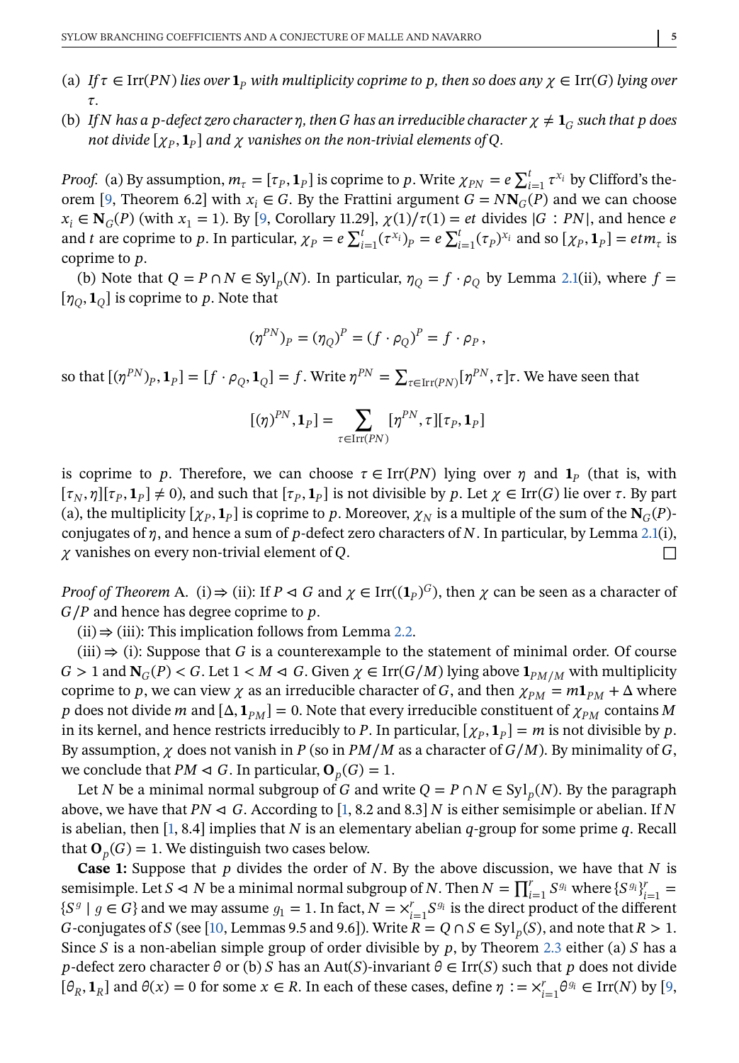(a) *If $\tau \in \mathrm{Irr}(PN)$ lies over $\mathbf{1}_P$ with multiplicity coprime to $p$, then so does any $\chi \in \mathrm{Irr}(G)$ lying over $\tau$.*

(b) *If $N$ has a $p$-defect zero character $\eta$, then $G$ has an irreducible character $\chi \neq \mathbf{1}_G$ such that $p$ does not divide $[\chi_P, \mathbf{1}_P]$ and $\chi$ vanishes on the non-trivial elements of $Q$.*

*Proof.* (a) By assumption, $m_\tau = [\tau_P, \mathbf{1}_P]$ is coprime to $p$. Write $\chi_{PN} = e\sum_{i=1}^{t} \tau^{x_i}$ by Clifford's theorem [9, Theorem 6.2] with $x_i \in G$. By the Frattini argument $G = N\mathbf{N}_G(P)$ and we can choose $x_i \in \mathbf{N}_G(P)$ (with $x_1 = 1$). By [9, Corollary 11.29], $\chi(1)/\tau(1) = et$ divides $|G : PN|$, and hence $e$ and $t$ are coprime to $p$. In particular, $\chi_P = e\sum_{i=1}^{t}(\tau^{x_i})_P = e\sum_{i=1}^{t}(\tau_P)^{x_i}$ and so $[\chi_P, \mathbf{1}_P] = etm_\tau$ is coprime to $p$.

(b) Note that $Q = P \cap N \in \mathrm{Syl}_p(N)$. In particular, $\eta_Q = f \cdot \rho_Q$ by Lemma 2.1(ii), where $f = [\eta_Q, \mathbf{1}_Q]$ is coprime to $p$. Note that

$$(\eta^{PN})_P = (\eta_Q)^P = (f \cdot \rho_Q)^P = f \cdot \rho_P,$$

so that $[(\eta^{PN})_P, \mathbf{1}_P] = [f \cdot \rho_Q, \mathbf{1}_Q] = f$. Write $\eta^{PN} = \sum_{\tau \in \mathrm{Irr}(PN)} [\eta^{PN}, \tau]\tau$. We have seen that

$$[(\eta)^{PN}, \mathbf{1}_P] = \sum_{\tau \in \mathrm{Irr}(PN)} [\eta^{PN}, \tau][\tau_P, \mathbf{1}_P]$$

is coprime to $p$. Therefore, we can choose $\tau \in \mathrm{Irr}(PN)$ lying over $\eta$ and $\mathbf{1}_P$ (that is, with $[\tau_N, \eta][\tau_P, \mathbf{1}_P] \neq 0$), and such that $[\tau_P, \mathbf{1}_P]$ is not divisible by $p$. Let $\chi \in \mathrm{Irr}(G)$ lie over $\tau$. By part (a), the multiplicity $[\chi_P, \mathbf{1}_P]$ is coprime to $p$. Moreover, $\chi_N$ is a multiple of the sum of the $\mathbf{N}_G(P)$-conjugates of $\eta$, and hence a sum of $p$-defect zero characters of $N$. In particular, by Lemma 2.1(i), $\chi$ vanishes on every non-trivial element of $Q$. $\square$

*Proof of Theorem* A. (i) $\Rightarrow$ (ii): If $P \lhd G$ and $\chi \in \mathrm{Irr}((\mathbf{1}_P)^G)$, then $\chi$ can be seen as a character of $G/P$ and hence has degree coprime to $p$.

(ii) $\Rightarrow$ (iii): This implication follows from Lemma 2.2.

(iii) $\Rightarrow$ (i): Suppose that $G$ is a counterexample to the statement of minimal order. Of course $G > 1$ and $\mathbf{N}_G(P) < G$. Let $1 < M \lhd G$. Given $\chi \in \mathrm{Irr}(G/M)$ lying above $\mathbf{1}_{PM/M}$ with multiplicity coprime to $p$, we can view $\chi$ as an irreducible character of $G$, and then $\chi_{PM} = m\mathbf{1}_{PM} + \Delta$ where $p$ does not divide $m$ and $[\Delta, \mathbf{1}_{PM}] = 0$. Note that every irreducible constituent of $\chi_{PM}$ contains $M$ in its kernel, and hence restricts irreducibly to $P$. In particular, $[\chi_P, \mathbf{1}_P] = m$ is not divisible by $p$. By assumption, $\chi$ does not vanish in $P$ (so in $PM/M$ as a character of $G/M$). By minimality of $G$, we conclude that $PM \lhd G$. In particular, $\mathbf{O}_p(G) = 1$.

Let $N$ be a minimal normal subgroup of $G$ and write $Q = P \cap N \in \mathrm{Syl}_p(N)$. By the paragraph above, we have that $PN \lhd G$. According to [1, 8.2 and 8.3] $N$ is either semisimple or abelian. If $N$ is abelian, then [1, 8.4] implies that $N$ is an elementary abelian $q$-group for some prime $q$. Recall that $\mathbf{O}_p(G) = 1$. We distinguish two cases below.

**Case 1:** Suppose that $p$ divides the order of $N$. By the above discussion, we have that $N$ is semisimple. Let $S \lhd N$ be a minimal normal subgroup of $N$. Then $N = \prod_{i=1}^{r} S^{g_i}$ where $\{S^{g_i}\}_{i=1}^{r} = \{S^g \mid g \in G\}$ and we may assume $g_1 = 1$. In fact, $N = \times_{i=1}^{r} S^{g_i}$ is the direct product of the different $G$-conjugates of $S$ (see [10, Lemmas 9.5 and 9.6]). Write $R = Q \cap S \in \mathrm{Syl}_p(S)$, and note that $R > 1$. Since $S$ is a non-abelian simple group of order divisible by $p$, by Theorem 2.3 either (a) $S$ has a $p$-defect zero character $\theta$ or (b) $S$ has an $\mathrm{Aut}(S)$-invariant $\theta \in \mathrm{Irr}(S)$ such that $p$ does not divide $[\theta_R, \mathbf{1}_R]$ and $\theta(x) = 0$ for some $x \in R$. In each of these cases, define $\eta := \times_{i=1}^{r} \theta^{g_i} \in \mathrm{Irr}(N)$ by [9,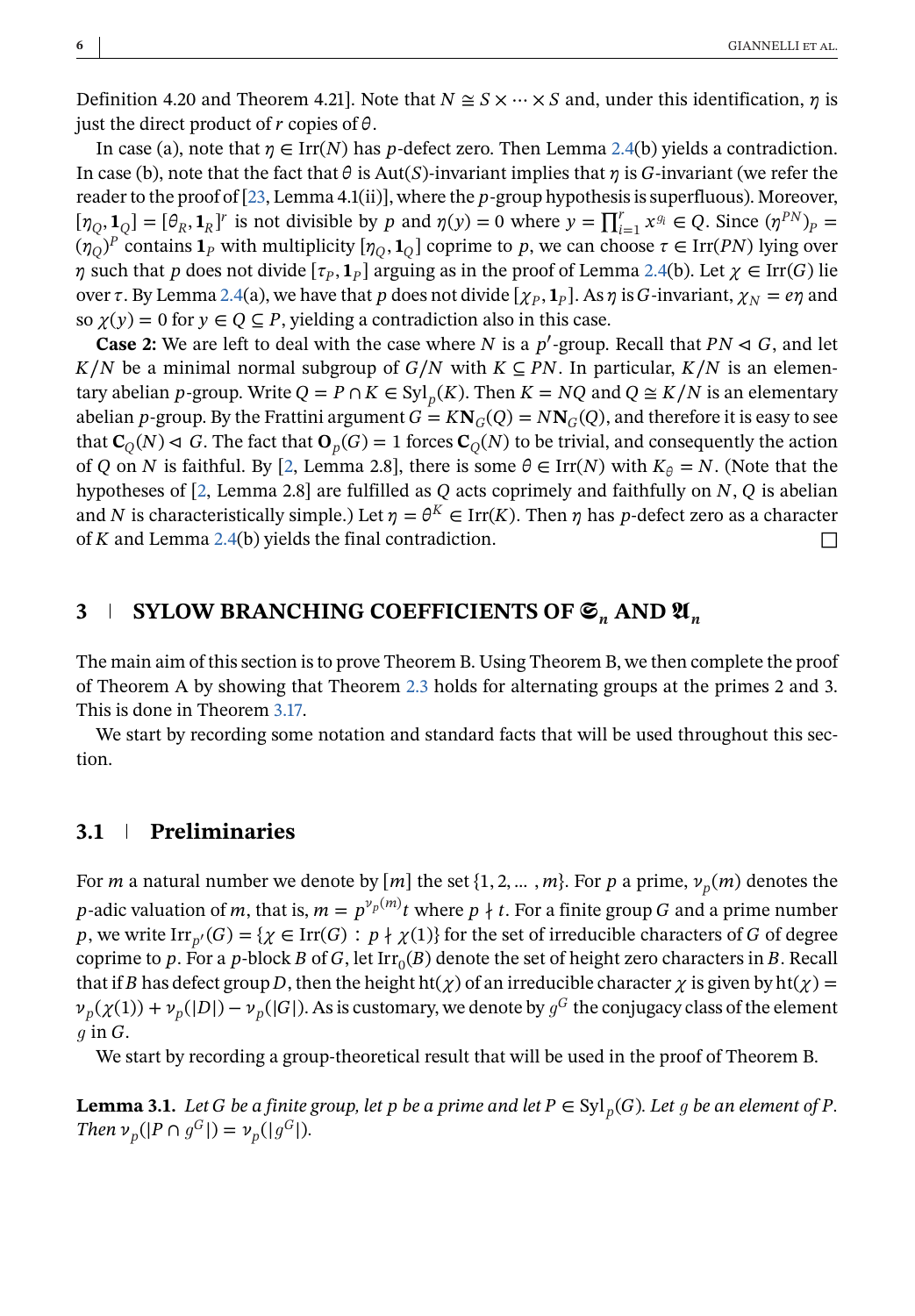Definition 4.20 and Theorem 4.21]. Note that $N \cong S \times \cdots \times S$ and, under this identification, $\eta$ is just the direct product of $r$ copies of $\theta$.

In case (a), note that $\eta \in \mathrm{Irr}(N)$ has $p$-defect zero. Then Lemma 2.4(b) yields a contradiction. In case (b), note that the fact that $\theta$ is $\mathrm{Aut}(S)$-invariant implies that $\eta$ is $G$-invariant (we refer the reader to the proof of [23, Lemma 4.1(ii)], where the $p$-group hypothesis is superfluous). Moreover, $[\eta_Q, \mathbf{1}_Q] = [\theta_R, \mathbf{1}_R]^r$ is not divisible by $p$ and $\eta(y) = 0$ where $y = \prod_{i=1}^r x^{g_i} \in Q$. Since $(\eta^{PN})_P = (\eta_Q)^P$ contains $\mathbf{1}_P$ with multiplicity $[\eta_Q, \mathbf{1}_Q]$ coprime to $p$, we can choose $\tau \in \mathrm{Irr}(PN)$ lying over $\eta$ such that $p$ does not divide $[\tau_P, \mathbf{1}_P]$ arguing as in the proof of Lemma 2.4(b). Let $\chi \in \mathrm{Irr}(G)$ lie over $\tau$. By Lemma 2.4(a), we have that $p$ does not divide $[\chi_P, \mathbf{1}_P]$. As $\eta$ is $G$-invariant, $\chi_N = e\eta$ and so $\chi(y) = 0$ for $y \in Q \subseteq P$, yielding a contradiction also in this case.

**Case 2:** We are left to deal with the case where $N$ is a $p'$-group. Recall that $PN \lhd G$, and let $K/N$ be a minimal normal subgroup of $G/N$ with $K \subseteq PN$. In particular, $K/N$ is an elementary abelian $p$-group. Write $Q = P \cap K \in \mathrm{Syl}_p(K)$. Then $K = NQ$ and $Q \cong K/N$ is an elementary abelian $p$-group. By the Frattini argument $G = K\mathbf{N}_G(Q) = N\mathbf{N}_G(Q)$, and therefore it is easy to see that $\mathbf{C}_Q(N) \lhd G$. The fact that $\mathbf{O}_p(G) = 1$ forces $\mathbf{C}_Q(N)$ to be trivial, and consequently the action of $Q$ on $N$ is faithful. By [2, Lemma 2.8], there is some $\theta \in \mathrm{Irr}(N)$ with $K_\theta = N$. (Note that the hypotheses of [2, Lemma 2.8] are fulfilled as $Q$ acts coprimely and faithfully on $N$, $Q$ is abelian and $N$ is characteristically simple.) Let $\eta = \theta^K \in \mathrm{Irr}(K)$. Then $\eta$ has $p$-defect zero as a character of $K$ and Lemma 2.4(b) yields the final contradiction. $\square$

## 3 | SYLOW BRANCHING COEFFICIENTS OF $\mathfrak{S}_n$ AND $\mathfrak{A}_n$

The main aim of this section is to prove Theorem B. Using Theorem B, we then complete the proof of Theorem A by showing that Theorem 2.3 holds for alternating groups at the primes 2 and 3. This is done in Theorem 3.17.

We start by recording some notation and standard facts that will be used throughout this section.

### 3.1 | Preliminaries

For $m$ a natural number we denote by $[m]$ the set $\{1, 2, \ldots, m\}$. For $p$ a prime, $\nu_p(m)$ denotes the $p$-adic valuation of $m$, that is, $m = p^{\nu_p(m)}t$ where $p \nmid t$. For a finite group $G$ and a prime number $p$, we write $\mathrm{Irr}_{p'}(G) = \{\chi \in \mathrm{Irr}(G) : p \nmid \chi(1)\}$ for the set of irreducible characters of $G$ of degree coprime to $p$. For a $p$-block $B$ of $G$, let $\mathrm{Irr}_0(B)$ denote the set of height zero characters in $B$. Recall that if $B$ has defect group $D$, then the height $\mathrm{ht}(\chi)$ of an irreducible character $\chi$ is given by $\mathrm{ht}(\chi) = \nu_p(\chi(1)) + \nu_p(|D|) - \nu_p(|G|)$. As is customary, we denote by $g^G$ the conjugacy class of the element $g$ in $G$.

We start by recording a group-theoretical result that will be used in the proof of Theorem B.

**Lemma 3.1.** *Let $G$ be a finite group, let $p$ be a prime and let $P \in \mathrm{Syl}_p(G)$. Let $g$ be an element of $P$. Then $\nu_p(|P \cap g^G|) = \nu_p(|g^G|)$.*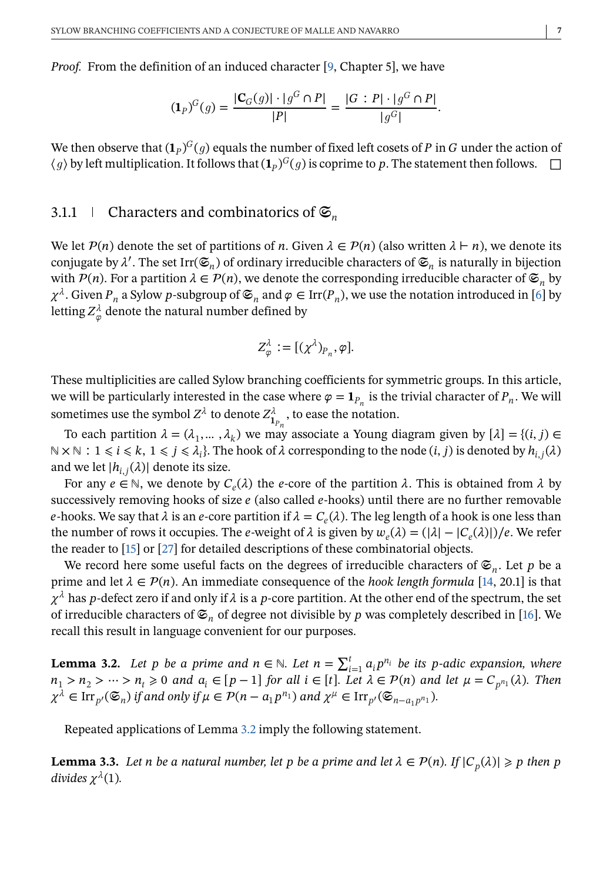*Proof.* From the definition of an induced character [9, Chapter 5], we have

$$(\mathbf{1}_P)^G(g) = \frac{|\mathbf{C}_G(g)| \cdot |g^G \cap P|}{|P|} = \frac{|G:P| \cdot |g^G \cap P|}{|g^G|}.$$

We then observe that $(\mathbf{1}_P)^G(g)$ equals the number of fixed left cosets of $P$ in $G$ under the action of $\langle g \rangle$ by left multiplication. It follows that $(\mathbf{1}_P)^G(g)$ is coprime to $p$. The statement then follows. $\square$

### 3.1.1 | Characters and combinatorics of $\mathfrak{S}_n$

We let $\mathcal{P}(n)$ denote the set of partitions of $n$. Given $\lambda \in \mathcal{P}(n)$ (also written $\lambda \vdash n$), we denote its conjugate by $\lambda'$. The set $\mathrm{Irr}(\mathfrak{S}_n)$ of ordinary irreducible characters of $\mathfrak{S}_n$ is naturally in bijection with $\mathcal{P}(n)$. For a partition $\lambda \in \mathcal{P}(n)$, we denote the corresponding irreducible character of $\mathfrak{S}_n$ by $\chi^\lambda$. Given $P_n$ a Sylow $p$-subgroup of $\mathfrak{S}_n$ and $\varphi \in \mathrm{Irr}(P_n)$, we use the notation introduced in [6] by letting $Z^\lambda_\varphi$ denote the natural number defined by

$$Z^\lambda_\varphi := [(\chi^\lambda)_{P_n}, \varphi].$$

These multiplicities are called Sylow branching coefficients for symmetric groups. In this article, we will be particularly interested in the case where $\varphi = \mathbf{1}_{P_n}$ is the trivial character of $P_n$. We will sometimes use the symbol $Z^\lambda$ to denote $Z^\lambda_{\mathbf{1}_{P_n}}$, to ease the notation.

To each partition $\lambda = (\lambda_1, \dots, \lambda_k)$ we may associate a Young diagram given by $[\lambda] = \{(i,j) \in \mathbb{N} \times \mathbb{N} : 1 \leqslant i \leqslant k,\ 1 \leqslant j \leqslant \lambda_i\}$. The hook of $\lambda$ corresponding to the node $(i,j)$ is denoted by $h_{i,j}(\lambda)$ and we let $|h_{i,j}(\lambda)|$ denote its size.

For any $e \in \mathbb{N}$, we denote by $C_e(\lambda)$ the $e$-core of the partition $\lambda$. This is obtained from $\lambda$ by successively removing hooks of size $e$ (also called $e$-hooks) until there are no further removable $e$-hooks. We say that $\lambda$ is an $e$-core partition if $\lambda = C_e(\lambda)$. The leg length of a hook is one less than the number of rows it occupies. The $e$-weight of $\lambda$ is given by $w_e(\lambda) = (|\lambda| - |C_e(\lambda)|)/e$. We refer the reader to [15] or [27] for detailed descriptions of these combinatorial objects.

We record here some useful facts on the degrees of irreducible characters of $\mathfrak{S}_n$. Let $p$ be a prime and let $\lambda \in \mathcal{P}(n)$. An immediate consequence of the *hook length formula* [14, 20.1] is that $\chi^\lambda$ has $p$-defect zero if and only if $\lambda$ is a $p$-core partition. At the other end of the spectrum, the set of irreducible characters of $\mathfrak{S}_n$ of degree not divisible by $p$ was completely described in [16]. We recall this result in language convenient for our purposes.

**Lemma 3.2.** *Let $p$ be a prime and $n \in \mathbb{N}$. Let $n = \sum_{i=1}^t a_i p^{n_i}$ be its $p$-adic expansion, where $n_1 > n_2 > \cdots > n_t \geqslant 0$ and $a_i \in [p-1]$ for all $i \in [t]$. Let $\lambda \in \mathcal{P}(n)$ and let $\mu = C_{p^{n_1}}(\lambda)$. Then $\chi^\lambda \in \mathrm{Irr}_{p'}(\mathfrak{S}_n)$ if and only if $\mu \in \mathcal{P}(n - a_1 p^{n_1})$ and $\chi^\mu \in \mathrm{Irr}_{p'}(\mathfrak{S}_{n - a_1 p^{n_1}})$.*

Repeated applications of Lemma 3.2 imply the following statement.

**Lemma 3.3.** *Let $n$ be a natural number, let $p$ be a prime and let $\lambda \in \mathcal{P}(n)$. If $|C_p(\lambda)| \geqslant p$ then $p$ divides $\chi^\lambda(1)$.*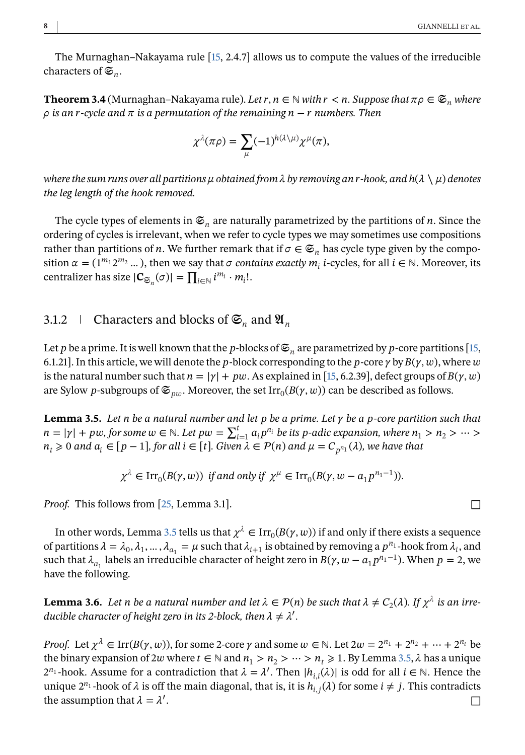The Murnaghan–Nakayama rule [15, 2.4.7] allows us to compute the values of the irreducible characters of $\mathfrak{S}_n$.

**Theorem 3.4** (Murnaghan–Nakayama rule). *Let $r, n \in \mathbb{N}$ with $r < n$. Suppose that $\pi\rho \in \mathfrak{S}_n$ where $\rho$ is an $r$-cycle and $\pi$ is a permutation of the remaining $n - r$ numbers. Then*

$$\chi^\lambda(\pi\rho) = \sum_\mu (-1)^{h(\lambda \setminus \mu)} \chi^\mu(\pi),$$

*where the sum runs over all partitions $\mu$ obtained from $\lambda$ by removing an $r$-hook, and $h(\lambda \setminus \mu)$ denotes the leg length of the hook removed.*

The cycle types of elements in $\mathfrak{S}_n$ are naturally parametrized by the partitions of $n$. Since the ordering of cycles is irrelevant, when we refer to cycle types we may sometimes use compositions rather than partitions of $n$. We further remark that if $\sigma \in \mathfrak{S}_n$ has cycle type given by the composition $\alpha = (1^{m_1} 2^{m_2} \dots)$, then we say that $\sigma$ *contains exactly $m_i$ $i$-cycles*, for all $i \in \mathbb{N}$. Moreover, its centralizer has size $|\mathbf{C}_{\mathfrak{S}_n}(\sigma)| = \prod_{i \in \mathbb{N}} i^{m_i} \cdot m_i!$.

### 3.1.2 | Characters and blocks of $\mathfrak{S}_n$ and $\mathfrak{A}_n$

Let $p$ be a prime. It is well known that the $p$-blocks of $\mathfrak{S}_n$ are parametrized by $p$-core partitions [15, 6.1.21]. In this article, we will denote the $p$-block corresponding to the $p$-core $\gamma$ by $B(\gamma, w)$, where $w$ is the natural number such that $n = |\gamma| + pw$. As explained in [15, 6.2.39], defect groups of $B(\gamma, w)$ are Sylow $p$-subgroups of $\mathfrak{S}_{pw}$. Moreover, the set $\mathrm{Irr}_0(B(\gamma, w))$ can be described as follows.

**Lemma 3.5.** *Let $n$ be a natural number and let $p$ be a prime. Let $\gamma$ be a $p$-core partition such that $n = |\gamma| + pw$, for some $w \in \mathbb{N}$. Let $pw = \sum_{i=1}^t a_i p^{n_i}$ be its $p$-adic expansion, where $n_1 > n_2 > \dots > n_t \geqslant 0$ and $a_i \in [p-1]$, for all $i \in [t]$. Given $\lambda \in \mathcal{P}(n)$ and $\mu = C_{p^{n_1}}(\lambda)$, we have that*

$$\chi^\lambda \in \mathrm{Irr}_0(B(\gamma, w)) \text{ if and only if } \chi^\mu \in \mathrm{Irr}_0(B(\gamma, w - a_1 p^{n_1 - 1})).$$

*Proof.* This follows from [25, Lemma 3.1]. □

In other words, Lemma 3.5 tells us that $\chi^\lambda \in \mathrm{Irr}_0(B(\gamma, w))$ if and only if there exists a sequence of partitions $\lambda = \lambda_0, \lambda_1, \dots, \lambda_{a_1} = \mu$ such that $\lambda_{i+1}$ is obtained by removing a $p^{n_1}$-hook from $\lambda_i$, and such that $\lambda_{a_1}$ labels an irreducible character of height zero in $B(\gamma, w - a_1 p^{n_1 - 1})$. When $p = 2$, we have the following.

**Lemma 3.6.** *Let $n$ be a natural number and let $\lambda \in \mathcal{P}(n)$ be such that $\lambda \neq C_2(\lambda)$. If $\chi^\lambda$ is an irreducible character of height zero in its 2-block, then $\lambda \neq \lambda'$.*

*Proof.* Let $\chi^\lambda \in \mathrm{Irr}(B(\gamma, w))$, for some 2-core $\gamma$ and some $w \in \mathbb{N}$. Let $2w = 2^{n_1} + 2^{n_2} + \dots + 2^{n_t}$ be the binary expansion of $2w$ where $t \in \mathbb{N}$ and $n_1 > n_2 > \dots > n_t \geqslant 1$. By Lemma 3.5, $\lambda$ has a unique $2^{n_1}$-hook. Assume for a contradiction that $\lambda = \lambda'$. Then $|h_{i,i}(\lambda)|$ is odd for all $i \in \mathbb{N}$. Hence the unique $2^{n_1}$-hook of $\lambda$ is off the main diagonal, that is, it is $h_{i,j}(\lambda)$ for some $i \neq j$. This contradicts the assumption that $\lambda = \lambda'$. □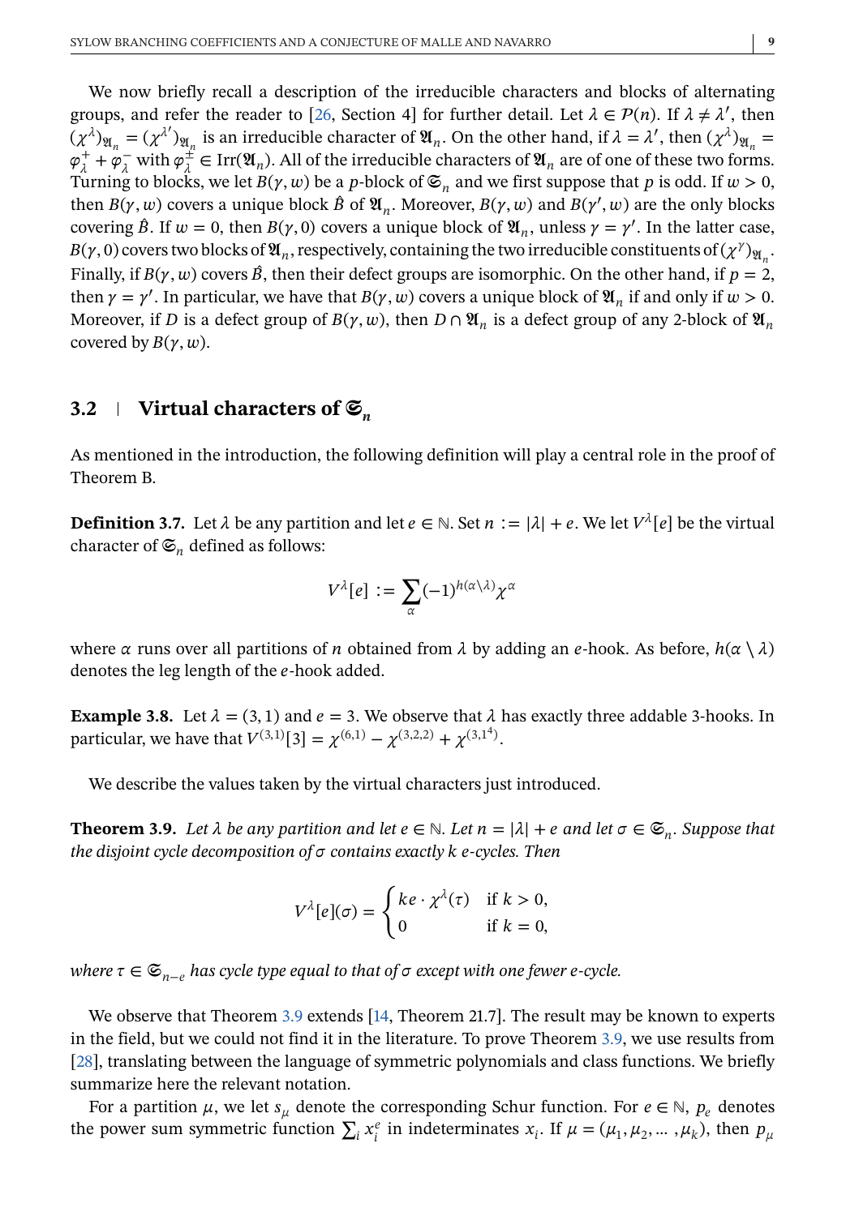We now briefly recall a description of the irreducible characters and blocks of alternating groups, and refer the reader to [26, Section 4] for further detail. Let $\lambda \in \mathcal{P}(n)$. If $\lambda \neq \lambda'$, then $(\chi^\lambda)_{\mathfrak{A}_n} = (\chi^{\lambda'})_{\mathfrak{A}_n}$ is an irreducible character of $\mathfrak{A}_n$. On the other hand, if $\lambda = \lambda'$, then $(\chi^\lambda)_{\mathfrak{A}_n} = \varphi_\lambda^+ + \varphi_\lambda^-$ with $\varphi_\lambda^\pm \in \mathrm{Irr}(\mathfrak{A}_n)$. All of the irreducible characters of $\mathfrak{A}_n$ are of one of these two forms. Turning to blocks, we let $B(\gamma, w)$ be a $p$-block of $\mathfrak{S}_n$ and we first suppose that $p$ is odd. If $w > 0$, then $B(\gamma, w)$ covers a unique block $\hat{B}$ of $\mathfrak{A}_n$. Moreover, $B(\gamma, w)$ and $B(\gamma', w)$ are the only blocks covering $\hat{B}$. If $w = 0$, then $B(\gamma, 0)$ covers a unique block of $\mathfrak{A}_n$, unless $\gamma = \gamma'$. In the latter case, $B(\gamma, 0)$ covers two blocks of $\mathfrak{A}_n$, respectively, containing the two irreducible constituents of $(\chi^\gamma)_{\mathfrak{A}_n}$. Finally, if $B(\gamma, w)$ covers $\hat{B}$, then their defect groups are isomorphic. On the other hand, if $p = 2$, then $\gamma = \gamma'$. In particular, we have that $B(\gamma, w)$ covers a unique block of $\mathfrak{A}_n$ if and only if $w > 0$. Moreover, if $D$ is a defect group of $B(\gamma, w)$, then $D \cap \mathfrak{A}_n$ is a defect group of any 2-block of $\mathfrak{A}_n$ covered by $B(\gamma, w)$.

## 3.2 Virtual characters of $\mathfrak{S}_n$

As mentioned in the introduction, the following definition will play a central role in the proof of Theorem B.

**Definition 3.7.** Let $\lambda$ be any partition and let $e \in \mathbb{N}$. Set $n := |\lambda| + e$. We let $V^\lambda[e]$ be the virtual character of $\mathfrak{S}_n$ defined as follows:

$$V^\lambda[e] := \sum_\alpha (-1)^{h(\alpha\setminus\lambda)} \chi^\alpha$$

where $\alpha$ runs over all partitions of $n$ obtained from $\lambda$ by adding an $e$-hook. As before, $h(\alpha \setminus \lambda)$ denotes the leg length of the $e$-hook added.

**Example 3.8.** Let $\lambda = (3, 1)$ and $e = 3$. We observe that $\lambda$ has exactly three addable 3-hooks. In particular, we have that $V^{(3,1)}[3] = \chi^{(6,1)} - \chi^{(3,2,2)} + \chi^{(3,1^4)}$.

We describe the values taken by the virtual characters just introduced.

**Theorem 3.9.** *Let $\lambda$ be any partition and let $e \in \mathbb{N}$. Let $n = |\lambda| + e$ and let $\sigma \in \mathfrak{S}_n$. Suppose that the disjoint cycle decomposition of $\sigma$ contains exactly $k$ $e$-cycles. Then*

$$V^\lambda[e](\sigma) = \begin{cases} ke \cdot \chi^\lambda(\tau) & \text{if } k > 0, \\ 0 & \text{if } k = 0, \end{cases}$$

*where $\tau \in \mathfrak{S}_{n-e}$ has cycle type equal to that of $\sigma$ except with one fewer $e$-cycle.*

We observe that Theorem 3.9 extends [14, Theorem 21.7]. The result may be known to experts in the field, but we could not find it in the literature. To prove Theorem 3.9, we use results from [28], translating between the language of symmetric polynomials and class functions. We briefly summarize here the relevant notation.

For a partition $\mu$, we let $s_\mu$ denote the corresponding Schur function. For $e \in \mathbb{N}$, $p_e$ denotes the power sum symmetric function $\sum_i x_i^e$ in indeterminates $x_i$. If $\mu = (\mu_1, \mu_2, \ldots, \mu_k)$, then $p_\mu$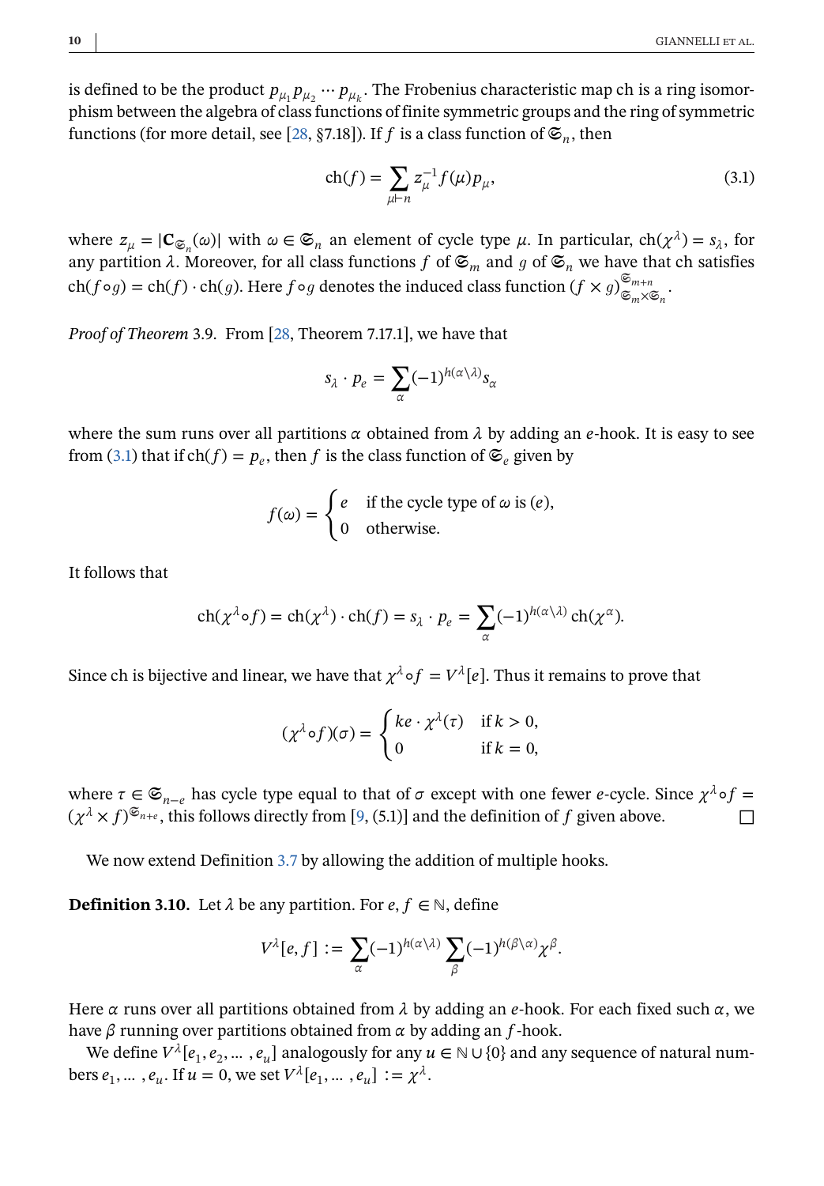is defined to be the product $p_{\mu_1} p_{\mu_2} \cdots p_{\mu_k}$. The Frobenius characteristic map ch is a ring isomorphism between the algebra of class functions of finite symmetric groups and the ring of symmetric functions (for more detail, see [28, §7.18]). If $f$ is a class function of $\mathfrak{S}_n$, then

$$\mathrm{ch}(f) = \sum_{\mu \vdash n} z_\mu^{-1} f(\mu) p_\mu, \tag{3.1}$$

where $z_\mu = |\mathbf{C}_{\mathfrak{S}_n}(\omega)|$ with $\omega \in \mathfrak{S}_n$ an element of cycle type $\mu$. In particular, $\mathrm{ch}(\chi^\lambda) = s_\lambda$, for any partition $\lambda$. Moreover, for all class functions $f$ of $\mathfrak{S}_m$ and $g$ of $\mathfrak{S}_n$ we have that ch satisfies $\mathrm{ch}(f \circ g) = \mathrm{ch}(f) \cdot \mathrm{ch}(g)$. Here $f \circ g$ denotes the induced class function $(f \times g)_{\mathfrak{S}_m \times \mathfrak{S}_n}^{\mathfrak{S}_{m+n}}$.

*Proof of Theorem* 3.9. From [28, Theorem 7.17.1], we have that

$$s_\lambda \cdot p_e = \sum_\alpha (-1)^{h(\alpha \setminus \lambda)} s_\alpha$$

where the sum runs over all partitions $\alpha$ obtained from $\lambda$ by adding an $e$-hook. It is easy to see from (3.1) that if $\mathrm{ch}(f) = p_e$, then $f$ is the class function of $\mathfrak{S}_e$ given by

$$f(\omega) = \begin{cases} e & \text{if the cycle type of } \omega \text{ is } (e), \\ 0 & \text{otherwise.} \end{cases}$$

It follows that

$$\mathrm{ch}(\chi^\lambda \circ f) = \mathrm{ch}(\chi^\lambda) \cdot \mathrm{ch}(f) = s_\lambda \cdot p_e = \sum_\alpha (-1)^{h(\alpha \setminus \lambda)} \, \mathrm{ch}(\chi^\alpha).$$

Since ch is bijective and linear, we have that $\chi^\lambda \circ f = V^\lambda[e]$. Thus it remains to prove that

$$(\chi^\lambda \circ f)(\sigma) = \begin{cases} ke \cdot \chi^\lambda(\tau) & \text{if } k > 0, \\ 0 & \text{if } k = 0, \end{cases}$$

where $\tau \in \mathfrak{S}_{n-e}$ has cycle type equal to that of $\sigma$ except with one fewer $e$-cycle. Since $\chi^\lambda \circ f = (\chi^\lambda \times f)^{\mathfrak{S}_{n+e}}$, this follows directly from [9, (5.1)] and the definition of $f$ given above. $\square$

We now extend Definition 3.7 by allowing the addition of multiple hooks.

**Definition 3.10.** Let $\lambda$ be any partition. For $e, f \in \mathbb{N}$, define

$$V^\lambda[e, f] := \sum_\alpha (-1)^{h(\alpha \setminus \lambda)} \sum_\beta (-1)^{h(\beta \setminus \alpha)} \chi^\beta.$$

Here $\alpha$ runs over all partitions obtained from $\lambda$ by adding an $e$-hook. For each fixed such $\alpha$, we have $\beta$ running over partitions obtained from $\alpha$ by adding an $f$-hook.

We define $V^\lambda[e_1, e_2, \ldots, e_u]$ analogously for any $u \in \mathbb{N} \cup \{0\}$ and any sequence of natural numbers $e_1, \ldots, e_u$. If $u = 0$, we set $V^\lambda[e_1, \ldots, e_u] := \chi^\lambda$.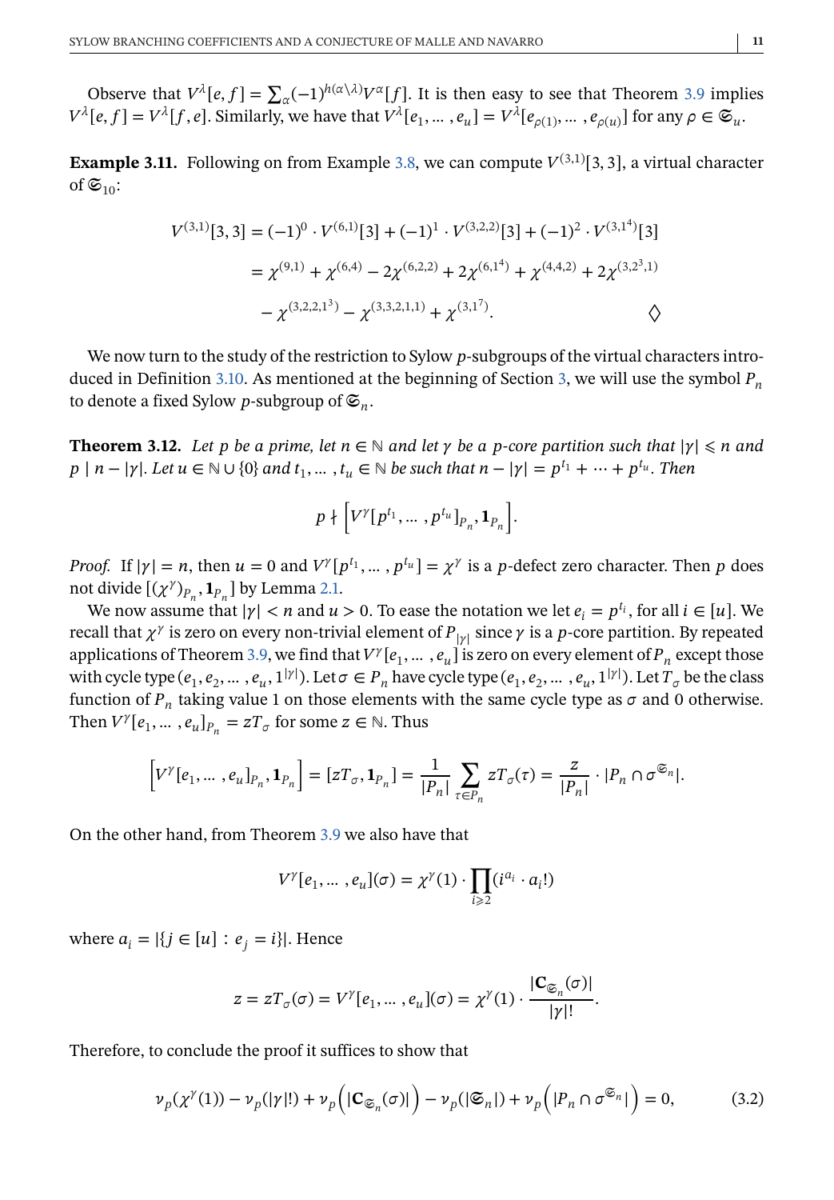Observe that $V^\lambda[e,f] = \sum_\alpha (-1)^{h(\alpha\setminus\lambda)} V^\alpha[f]$. It is then easy to see that Theorem 3.9 implies $V^\lambda[e,f] = V^\lambda[f,e]$. Similarly, we have that $V^\lambda[e_1,\dots,e_u] = V^\lambda[e_{\rho(1)},\dots,e_{\rho(u)}]$ for any $\rho \in \mathfrak{S}_u$.

**Example 3.11.** Following on from Example 3.8, we can compute $V^{(3,1)}[3,3]$, a virtual character of $\mathfrak{S}_{10}$:

$$
\begin{aligned}
V^{(3,1)}[3,3] &= (-1)^0 \cdot V^{(6,1)}[3] + (-1)^1 \cdot V^{(3,2,2)}[3] + (-1)^2 \cdot V^{(3,1^4)}[3] \\
&= \chi^{(9,1)} + \chi^{(6,4)} - 2\chi^{(6,2,2)} + 2\chi^{(6,1^4)} + \chi^{(4,4,2)} + 2\chi^{(3,2^3,1)} \\
&\quad - \chi^{(3,2,2,1^3)} - \chi^{(3,3,2,1,1)} + \chi^{(3,1^7)}. \qquad \Diamond
\end{aligned}
$$

We now turn to the study of the restriction to Sylow $p$-subgroups of the virtual characters introduced in Definition 3.10. As mentioned at the beginning of Section 3, we will use the symbol $P_n$ to denote a fixed Sylow $p$-subgroup of $\mathfrak{S}_n$.

**Theorem 3.12.** *Let $p$ be a prime, let $n \in \mathbb{N}$ and let $\gamma$ be a $p$-core partition such that $|\gamma| \leqslant n$ and $p \mid n - |\gamma|$. Let $u \in \mathbb{N} \cup \{0\}$ and $t_1,\dots,t_u \in \mathbb{N}$ be such that $n - |\gamma| = p^{t_1} + \cdots + p^{t_u}$. Then*

$$p \nmid \left[ V^\gamma[p^{t_1},\dots,p^{t_u}]_{P_n}, \mathbf{1}_{P_n} \right].$$

*Proof.* If $|\gamma| = n$, then $u = 0$ and $V^\gamma[p^{t_1},\dots,p^{t_u}] = \chi^\gamma$ is a $p$-defect zero character. Then $p$ does not divide $[(\chi^\gamma)_{P_n}, \mathbf{1}_{P_n}]$ by Lemma 2.1.

We now assume that $|\gamma| < n$ and $u > 0$. To ease the notation we let $e_i = p^{t_i}$, for all $i \in [u]$. We recall that $\chi^\gamma$ is zero on every non-trivial element of $P_{|\gamma|}$ since $\gamma$ is a $p$-core partition. By repeated applications of Theorem 3.9, we find that $V^\gamma[e_1,\dots,e_u]$ is zero on every element of $P_n$ except those with cycle type $(e_1,e_2,\dots,e_u,1^{|\gamma|})$. Let $\sigma \in P_n$ have cycle type $(e_1,e_2,\dots,e_u,1^{|\gamma|})$. Let $T_\sigma$ be the class function of $P_n$ taking value 1 on those elements with the same cycle type as $\sigma$ and 0 otherwise. Then $V^\gamma[e_1,\dots,e_u]_{P_n} = zT_\sigma$ for some $z \in \mathbb{N}$. Thus

$$\left[ V^\gamma[e_1,\dots,e_u]_{P_n}, \mathbf{1}_{P_n} \right] = [zT_\sigma, \mathbf{1}_{P_n}] = \frac{1}{|P_n|} \sum_{\tau \in P_n} zT_\sigma(\tau) = \frac{z}{|P_n|} \cdot |P_n \cap \sigma^{\mathfrak{S}_n}|.$$

On the other hand, from Theorem 3.9 we also have that

$$V^\gamma[e_1,\dots,e_u](\sigma) = \chi^\gamma(1) \cdot \prod_{i \geqslant 2} (i^{a_i} \cdot a_i!)$$

where $a_i = |\{ j \in [u] : e_j = i \}|$. Hence

$$z = zT_\sigma(\sigma) = V^\gamma[e_1,\dots,e_u](\sigma) = \chi^\gamma(1) \cdot \frac{|\mathbf{C}_{\mathfrak{S}_n}(\sigma)|}{|\gamma|!}.$$

Therefore, to conclude the proof it suffices to show that

$$\nu_p(\chi^\gamma(1)) - \nu_p(|\gamma|!) + \nu_p\left( |\mathbf{C}_{\mathfrak{S}_n}(\sigma)| \right) - \nu_p(|\mathfrak{S}_n|) + \nu_p\left( |P_n \cap \sigma^{\mathfrak{S}_n}| \right) = 0, \tag{3.2}$$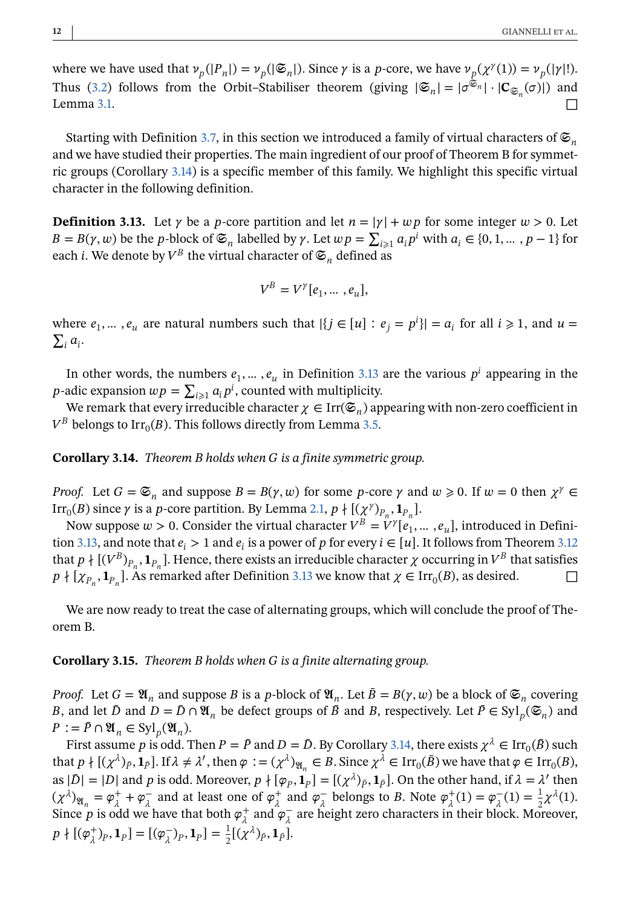where we have used that $\nu_p(|P_n|) = \nu_p(|\mathfrak{S}_n|)$. Since $\gamma$ is a $p$-core, we have $\nu_p(\chi^\gamma(1)) = \nu_p(|\gamma|!)$. Thus (3.2) follows from the Orbit–Stabiliser theorem (giving $|\mathfrak{S}_n| = |\sigma^{\mathfrak{S}_n}| \cdot |\mathbf{C}_{\mathfrak{S}_n}(\sigma)|$) and Lemma 3.1. $\square$

Starting with Definition 3.7, in this section we introduced a family of virtual characters of $\mathfrak{S}_n$ and we have studied their properties. The main ingredient of our proof of Theorem B for symmetric groups (Corollary 3.14) is a specific member of this family. We highlight this specific virtual character in the following definition.

**Definition 3.13.** Let $\gamma$ be a $p$-core partition and let $n = |\gamma| + wp$ for some integer $w > 0$. Let $B = B(\gamma, w)$ be the $p$-block of $\mathfrak{S}_n$ labelled by $\gamma$. Let $wp = \sum_{i \geqslant 1} a_i p^i$ with $a_i \in \{0, 1, \ldots, p-1\}$ for each $i$. We denote by $V^B$ the virtual character of $\mathfrak{S}_n$ defined as

$$V^B = V^\gamma[e_1, \ldots, e_u],$$

where $e_1, \ldots, e_u$ are natural numbers such that $|\{j \in [u] : e_j = p^i\}| = a_i$ for all $i \geqslant 1$, and $u = \sum_i a_i$.

In other words, the numbers $e_1, \ldots, e_u$ in Definition 3.13 are the various $p^i$ appearing in the $p$-adic expansion $wp = \sum_{i \geqslant 1} a_i p^i$, counted with multiplicity.

We remark that every irreducible character $\chi \in \mathrm{Irr}(\mathfrak{S}_n)$ appearing with non-zero coefficient in $V^B$ belongs to $\mathrm{Irr}_0(B)$. This follows directly from Lemma 3.5.

**Corollary 3.14.** *Theorem B holds when G is a finite symmetric group.*

*Proof.* Let $G = \mathfrak{S}_n$ and suppose $B = B(\gamma, w)$ for some $p$-core $\gamma$ and $w \geqslant 0$. If $w = 0$ then $\chi^\gamma \in \mathrm{Irr}_0(B)$ since $\gamma$ is a $p$-core partition. By Lemma 2.1, $p \nmid [(\chi^\gamma)_{P_n}, \mathbf{1}_{P_n}]$.

Now suppose $w > 0$. Consider the virtual character $V^B = V^\gamma[e_1, \ldots, e_u]$, introduced in Definition 3.13, and note that $e_i > 1$ and $e_i$ is a power of $p$ for every $i \in [u]$. It follows from Theorem 3.12 that $p \nmid [(V^B)_{P_n}, \mathbf{1}_{P_n}]$. Hence, there exists an irreducible character $\chi$ occurring in $V^B$ that satisfies $p \nmid [\chi_{P_n}, \mathbf{1}_{P_n}]$. As remarked after Definition 3.13 we know that $\chi \in \mathrm{Irr}_0(B)$, as desired. $\square$

We are now ready to treat the case of alternating groups, which will conclude the proof of Theorem B.

**Corollary 3.15.** *Theorem B holds when G is a finite alternating group.*

*Proof.* Let $G = \mathfrak{A}_n$ and suppose $B$ is a $p$-block of $\mathfrak{A}_n$. Let $\bar{B} = B(\gamma, w)$ be a block of $\mathfrak{S}_n$ covering $B$, and let $\bar{D}$ and $D = \bar{D} \cap \mathfrak{A}_n$ be defect groups of $\bar{B}$ and $B$, respectively. Let $\bar{P} \in \mathrm{Syl}_p(\mathfrak{S}_n)$ and $P := \bar{P} \cap \mathfrak{A}_n \in \mathrm{Syl}_p(\mathfrak{A}_n)$.

First assume $p$ is odd. Then $P = \bar{P}$ and $D = \bar{D}$. By Corollary 3.14, there exists $\chi^\lambda \in \mathrm{Irr}_0(\bar{B})$ such that $p \nmid [(\chi^\lambda)_{\bar{P}}, \mathbf{1}_{\bar{P}}]$. If $\lambda \neq \lambda'$, then $\varphi := (\chi^\lambda)_{\mathfrak{A}_n} \in B$. Since $\chi^\lambda \in \mathrm{Irr}_0(\bar{B})$ we have that $\varphi \in \mathrm{Irr}_0(B)$, as $|\bar{D}| = |D|$ and $p$ is odd. Moreover, $p \nmid [\varphi_P, \mathbf{1}_P] = [(\chi^\lambda)_{\bar{P}}, \mathbf{1}_{\bar{P}}]$. On the other hand, if $\lambda = \lambda'$ then $(\chi^\lambda)_{\mathfrak{A}_n} = \varphi_\lambda^+ + \varphi_\lambda^-$ and at least one of $\varphi_\lambda^+$ and $\varphi_\lambda^-$ belongs to $B$. Note $\varphi_\lambda^+(1) = \varphi_\lambda^-(1) = \frac{1}{2}\chi^\lambda(1)$. Since $p$ is odd we have that both $\varphi_\lambda^+$ and $\varphi_\lambda^-$ are height zero characters in their block. Moreover, $p \nmid [(\varphi_\lambda^+)_P, \mathbf{1}_P] = [(\varphi_\lambda^-)_P, \mathbf{1}_P] = \frac{1}{2}[(\chi^\lambda)_{\bar{P}}, \mathbf{1}_{\bar{P}}]$.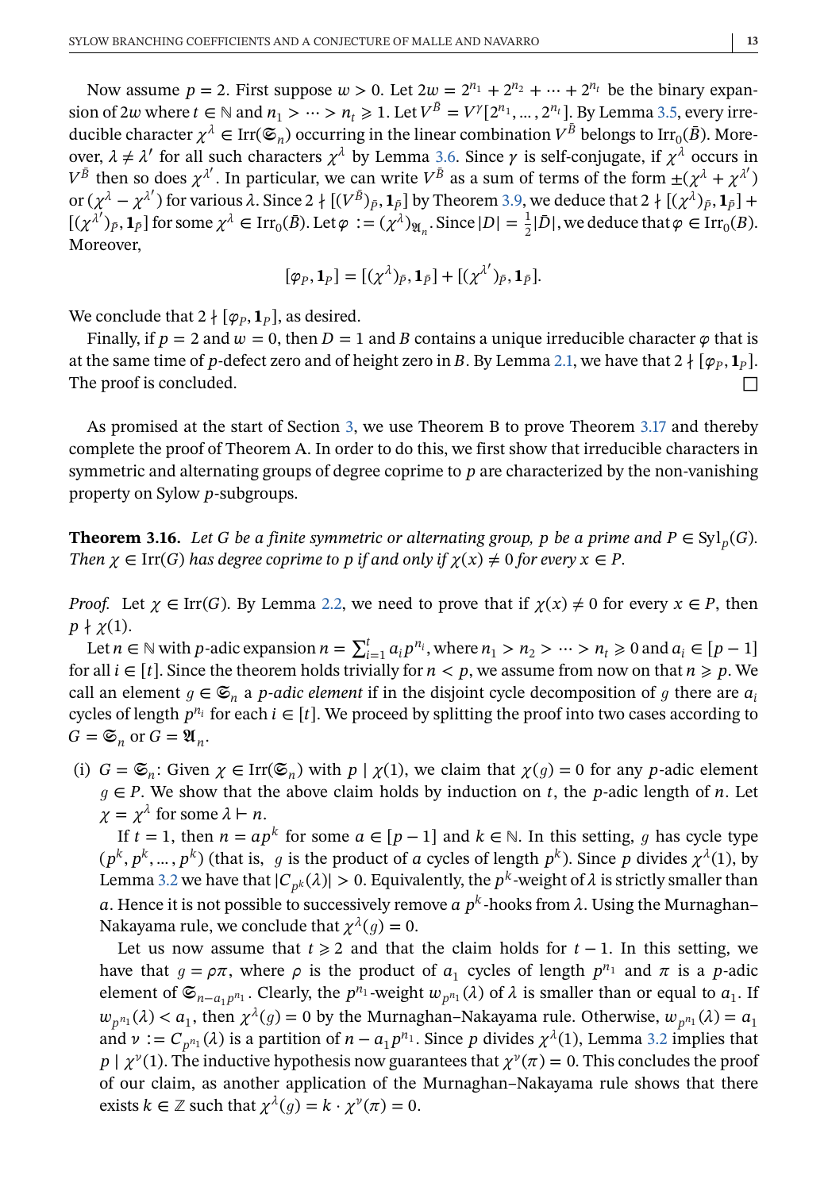Now assume $p = 2$. First suppose $w > 0$. Let $2w = 2^{n_1} + 2^{n_2} + \cdots + 2^{n_t}$ be the binary expansion of $2w$ where $t \in \mathbb{N}$ and $n_1 > \cdots > n_t \geqslant 1$. Let $V^{\bar{B}} = V^{\gamma}[2^{n_1}, \ldots, 2^{n_t}]$. By Lemma 3.5, every irreducible character $\chi^\lambda \in \mathrm{Irr}(\mathfrak{S}_n)$ occurring in the linear combination $V^{\bar{B}}$ belongs to $\mathrm{Irr}_0(\bar{B})$. Moreover, $\lambda \neq \lambda'$ for all such characters $\chi^\lambda$ by Lemma 3.6. Since $\gamma$ is self-conjugate, if $\chi^\lambda$ occurs in $V^{\bar{B}}$ then so does $\chi^{\lambda'}$. In particular, we can write $V^{\bar{B}}$ as a sum of terms of the form $\pm(\chi^\lambda + \chi^{\lambda'})$ or $(\chi^\lambda - \chi^{\lambda'})$ for various $\lambda$. Since $2 \nmid [(V^{\bar{B}})_{\bar{P}}, \mathbf{1}_{\bar{P}}]$ by Theorem 3.9, we deduce that $2 \nmid [(\chi^\lambda)_{\bar{P}}, \mathbf{1}_{\bar{P}}] + [(\chi^{\lambda'})_{\bar{P}}, \mathbf{1}_{\bar{P}}]$ for some $\chi^\lambda \in \mathrm{Irr}_0(\bar{B})$. Let $\varphi := (\chi^\lambda)_{\mathfrak{A}_n}$. Since $|D| = \frac{1}{2}|\bar{D}|$, we deduce that $\varphi \in \mathrm{Irr}_0(B)$. Moreover,

$$[\varphi_P, \mathbf{1}_P] = [(\chi^\lambda)_{\bar{P}}, \mathbf{1}_{\bar{P}}] + [(\chi^{\lambda'})_{\bar{P}}, \mathbf{1}_{\bar{P}}].$$

We conclude that $2 \nmid [\varphi_P, \mathbf{1}_P]$, as desired.

Finally, if $p = 2$ and $w = 0$, then $D = 1$ and $B$ contains a unique irreducible character $\varphi$ that is at the same time of $p$-defect zero and of height zero in $B$. By Lemma 2.1, we have that $2 \nmid [\varphi_P, \mathbf{1}_P]$. The proof is concluded. □

As promised at the start of Section 3, we use Theorem B to prove Theorem 3.17 and thereby complete the proof of Theorem A. In order to do this, we first show that irreducible characters in symmetric and alternating groups of degree coprime to $p$ are characterized by the non-vanishing property on Sylow $p$-subgroups.

**Theorem 3.16.** *Let $G$ be a finite symmetric or alternating group, $p$ be a prime and $P \in \mathrm{Syl}_p(G)$. Then $\chi \in \mathrm{Irr}(G)$ has degree coprime to $p$ if and only if $\chi(x) \neq 0$ for every $x \in P$.*

*Proof.* Let $\chi \in \mathrm{Irr}(G)$. By Lemma 2.2, we need to prove that if $\chi(x) \neq 0$ for every $x \in P$, then $p \nmid \chi(1)$.

Let $n \in \mathbb{N}$ with $p$-adic expansion $n = \sum_{i=1}^{t} a_i p^{n_i}$, where $n_1 > n_2 > \cdots > n_t \geqslant 0$ and $a_i \in [p-1]$ for all $i \in [t]$. Since the theorem holds trivially for $n < p$, we assume from now on that $n \geqslant p$. We call an element $g \in \mathfrak{S}_n$ a *$p$-adic element* if in the disjoint cycle decomposition of $g$ there are $a_i$ cycles of length $p^{n_i}$ for each $i \in [t]$. We proceed by splitting the proof into two cases according to $G = \mathfrak{S}_n$ or $G = \mathfrak{A}_n$.

(i) $G = \mathfrak{S}_n$: Given $\chi \in \mathrm{Irr}(\mathfrak{S}_n)$ with $p \mid \chi(1)$, we claim that $\chi(g) = 0$ for any $p$-adic element $g \in P$. We show that the above claim holds by induction on $t$, the $p$-adic length of $n$. Let $\chi = \chi^\lambda$ for some $\lambda \vdash n$.

If $t = 1$, then $n = ap^k$ for some $a \in [p-1]$ and $k \in \mathbb{N}$. In this setting, $g$ has cycle type $(p^k, p^k, \ldots, p^k)$ (that is, $g$ is the product of $a$ cycles of length $p^k$). Since $p$ divides $\chi^\lambda(1)$, by Lemma 3.2 we have that $|C_{p^k}(\lambda)| > 0$. Equivalently, the $p^k$-weight of $\lambda$ is strictly smaller than $a$. Hence it is not possible to successively remove $a$ $p^k$-hooks from $\lambda$. Using the Murnaghan–Nakayama rule, we conclude that $\chi^\lambda(g) = 0$.

Let us now assume that $t \geqslant 2$ and that the claim holds for $t-1$. In this setting, we have that $g = \rho\pi$, where $\rho$ is the product of $a_1$ cycles of length $p^{n_1}$ and $\pi$ is a $p$-adic element of $\mathfrak{S}_{n - a_1 p^{n_1}}$. Clearly, the $p^{n_1}$-weight $w_{p^{n_1}}(\lambda)$ of $\lambda$ is smaller than or equal to $a_1$. If $w_{p^{n_1}}(\lambda) < a_1$, then $\chi^\lambda(g) = 0$ by the Murnaghan–Nakayama rule. Otherwise, $w_{p^{n_1}}(\lambda) = a_1$ and $\nu := C_{p^{n_1}}(\lambda)$ is a partition of $n - a_1 p^{n_1}$. Since $p$ divides $\chi^\lambda(1)$, Lemma 3.2 implies that $p \mid \chi^\nu(1)$. The inductive hypothesis now guarantees that $\chi^\nu(\pi) = 0$. This concludes the proof of our claim, as another application of the Murnaghan–Nakayama rule shows that there exists $k \in \mathbb{Z}$ such that $\chi^\lambda(g) = k \cdot \chi^\nu(\pi) = 0$.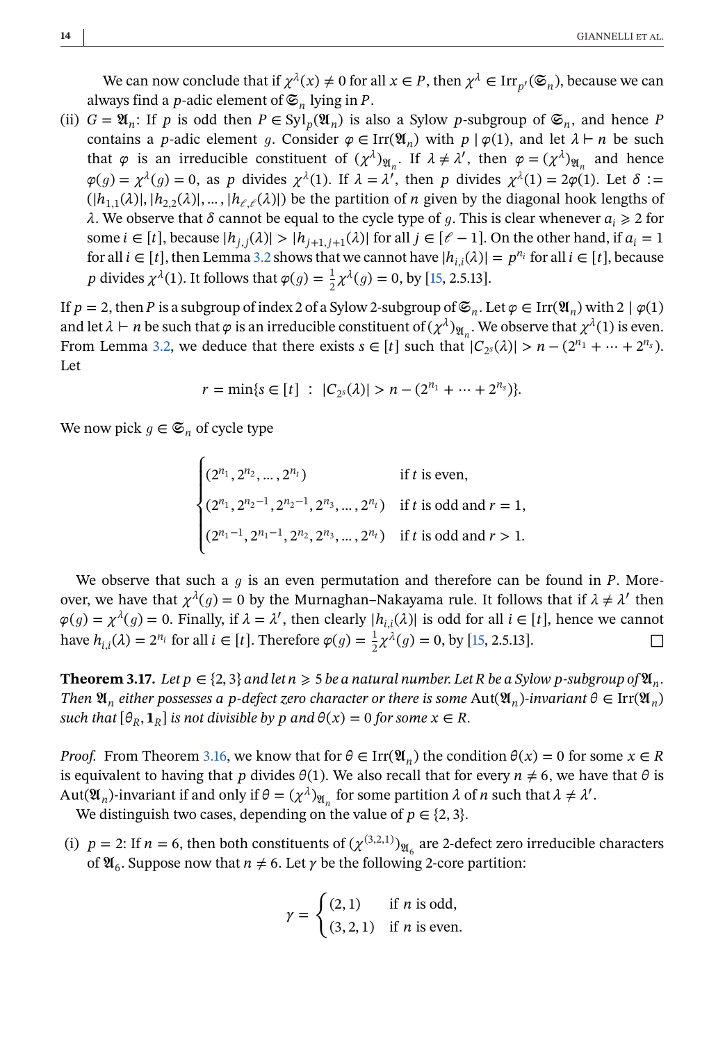We can now conclude that if $\chi^\lambda(x) \neq 0$ for all $x \in P$, then $\chi^\lambda \in \mathrm{Irr}_{p'}(\mathfrak{S}_n)$, because we can always find a $p$-adic element of $\mathfrak{S}_n$ lying in $P$.

(ii) $G = \mathfrak{A}_n$: If $p$ is odd then $P \in \mathrm{Syl}_p(\mathfrak{A}_n)$ is also a Sylow $p$-subgroup of $\mathfrak{S}_n$, and hence $P$ contains a $p$-adic element $g$. Consider $\varphi \in \mathrm{Irr}(\mathfrak{A}_n)$ with $p \mid \varphi(1)$, and let $\lambda \vdash n$ be such that $\varphi$ is an irreducible constituent of $(\chi^\lambda)_{\mathfrak{A}_n}$. If $\lambda \neq \lambda'$, then $\varphi = (\chi^\lambda)_{\mathfrak{A}_n}$ and hence $\varphi(g) = \chi^\lambda(g) = 0$, as $p$ divides $\chi^\lambda(1)$. If $\lambda = \lambda'$, then $p$ divides $\chi^\lambda(1) = 2\varphi(1)$. Let $\delta := (|h_{1,1}(\lambda)|, |h_{2,2}(\lambda)|, \dots, |h_{\ell,\ell}(\lambda)|)$ be the partition of $n$ given by the diagonal hook lengths of $\lambda$. We observe that $\delta$ cannot be equal to the cycle type of $g$. This is clear whenever $a_i \geqslant 2$ for some $i \in [t]$, because $|h_{j,j}(\lambda)| > |h_{j+1,j+1}(\lambda)|$ for all $j \in [\ell - 1]$. On the other hand, if $a_i = 1$ for all $i \in [t]$, then Lemma 3.2 shows that we cannot have $|h_{i,i}(\lambda)| = p^{n_i}$ for all $i \in [t]$, because $p$ divides $\chi^\lambda(1)$. It follows that $\varphi(g) = \frac{1}{2}\chi^\lambda(g) = 0$, by [15, 2.5.13].

If $p = 2$, then $P$ is a subgroup of index 2 of a Sylow 2-subgroup of $\mathfrak{S}_n$. Let $\varphi \in \mathrm{Irr}(\mathfrak{A}_n)$ with $2 \mid \varphi(1)$ and let $\lambda \vdash n$ be such that $\varphi$ is an irreducible constituent of $(\chi^\lambda)_{\mathfrak{A}_n}$. We observe that $\chi^\lambda(1)$ is even. From Lemma 3.2, we deduce that there exists $s \in [t]$ such that $|C_{2^s}(\lambda)| > n - (2^{n_1} + \cdots + 2^{n_s})$. Let

$$r = \min\{s \in [t] \ : \ |C_{2^s}(\lambda)| > n - (2^{n_1} + \cdots + 2^{n_s})\}.$$

We now pick $g \in \mathfrak{S}_n$ of cycle type

$$\begin{cases} (2^{n_1}, 2^{n_2}, \dots, 2^{n_t}) & \text{if } t \text{ is even,} \\ (2^{n_1}, 2^{n_2-1}, 2^{n_2-1}, 2^{n_3}, \dots, 2^{n_t}) & \text{if } t \text{ is odd and } r = 1, \\ (2^{n_1-1}, 2^{n_1-1}, 2^{n_2}, 2^{n_3}, \dots, 2^{n_t}) & \text{if } t \text{ is odd and } r > 1. \end{cases}$$

We observe that such a $g$ is an even permutation and therefore can be found in $P$. Moreover, we have that $\chi^\lambda(g) = 0$ by the Murnaghan–Nakayama rule. It follows that if $\lambda \neq \lambda'$ then $\varphi(g) = \chi^\lambda(g) = 0$. Finally, if $\lambda = \lambda'$, then clearly $|h_{i,i}(\lambda)|$ is odd for all $i \in [t]$, hence we cannot have $h_{i,i}(\lambda) = 2^{n_i}$ for all $i \in [t]$. Therefore $\varphi(g) = \frac{1}{2}\chi^\lambda(g) = 0$, by [15, 2.5.13]. ☐

**Theorem 3.17.** *Let $p \in \{2, 3\}$ and let $n \geqslant 5$ be a natural number. Let $R$ be a Sylow $p$-subgroup of $\mathfrak{A}_n$. Then $\mathfrak{A}_n$ either possesses a $p$-defect zero character or there is some $\mathrm{Aut}(\mathfrak{A}_n)$-invariant $\theta \in \mathrm{Irr}(\mathfrak{A}_n)$ such that $[\theta_R, \mathbf{1}_R]$ is not divisible by $p$ and $\theta(x) = 0$ for some $x \in R$.*

*Proof.* From Theorem 3.16, we know that for $\theta \in \mathrm{Irr}(\mathfrak{A}_n)$ the condition $\theta(x) = 0$ for some $x \in R$ is equivalent to having that $p$ divides $\theta(1)$. We also recall that for every $n \neq 6$, we have that $\theta$ is $\mathrm{Aut}(\mathfrak{A}_n)$-invariant if and only if $\theta = (\chi^\lambda)_{\mathfrak{A}_n}$ for some partition $\lambda$ of $n$ such that $\lambda \neq \lambda'$.

We distinguish two cases, depending on the value of $p \in \{2, 3\}$.

(i) $p = 2$: If $n = 6$, then both constituents of $(\chi^{(3,2,1)})_{\mathfrak{A}_6}$ are 2-defect zero irreducible characters of $\mathfrak{A}_6$. Suppose now that $n \neq 6$. Let $\gamma$ be the following 2-core partition:

$$\gamma = \begin{cases} (2, 1) & \text{if } n \text{ is odd,} \\ (3, 2, 1) & \text{if } n \text{ is even.} \end{cases}$$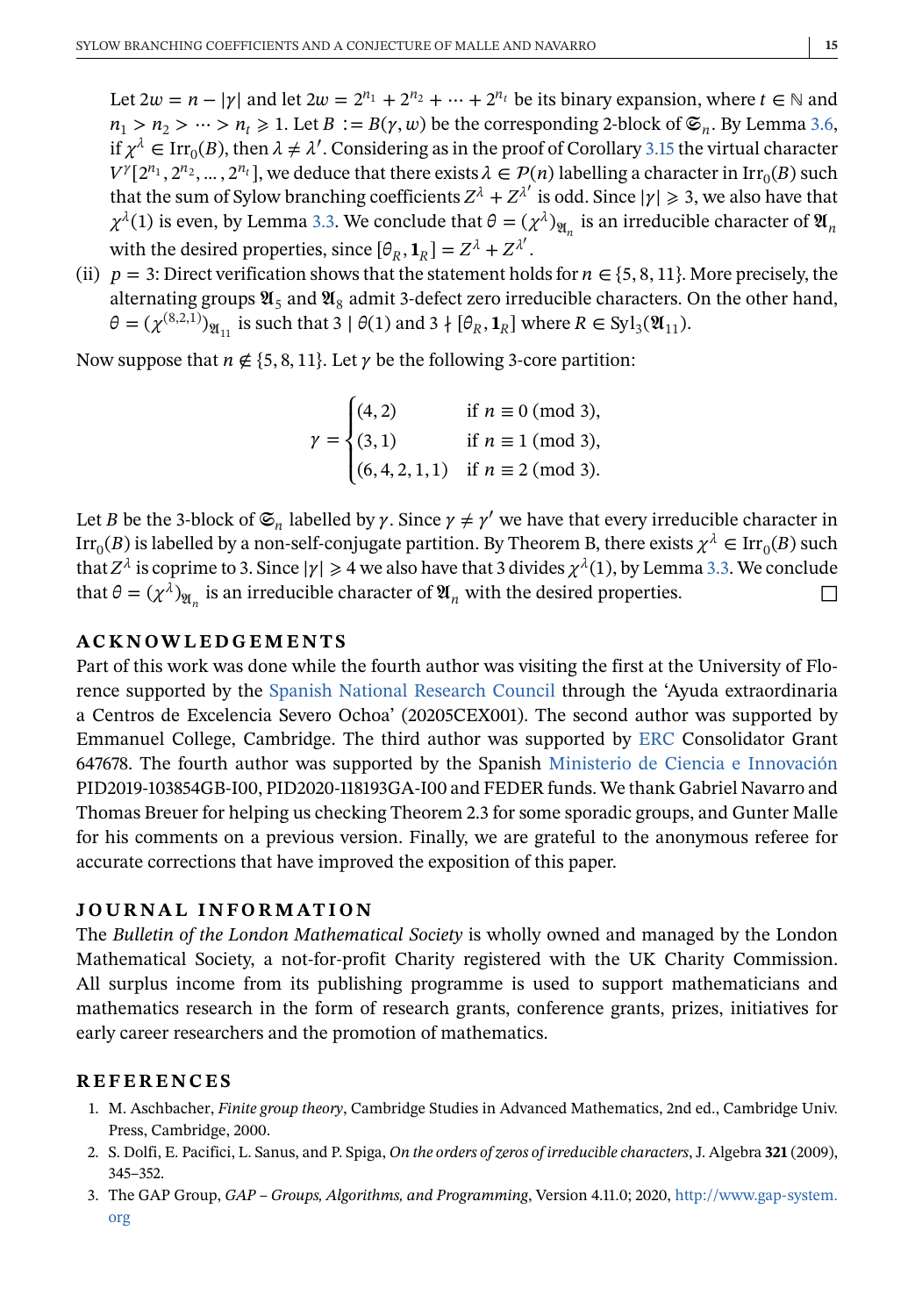Let $2w = n - |\gamma|$ and let $2w = 2^{n_1} + 2^{n_2} + \cdots + 2^{n_t}$ be its binary expansion, where $t \in \mathbb{N}$ and $n_1 > n_2 > \cdots > n_t \geqslant 1$. Let $B := B(\gamma, w)$ be the corresponding 2-block of $\mathfrak{S}_n$. By Lemma 3.6, if $\chi^\lambda \in \mathrm{Irr}_0(B)$, then $\lambda \neq \lambda'$. Considering as in the proof of Corollary 3.15 the virtual character $V^\gamma[2^{n_1}, 2^{n_2}, \ldots, 2^{n_t}]$, we deduce that there exists $\lambda \in \mathcal{P}(n)$ labelling a character in $\mathrm{Irr}_0(B)$ such that the sum of Sylow branching coefficients $Z^\lambda + Z^{\lambda'}$ is odd. Since $|\gamma| \geqslant 3$, we also have that $\chi^\lambda(1)$ is even, by Lemma 3.3. We conclude that $\theta = (\chi^\lambda)_{\mathfrak{A}_n}$ is an irreducible character of $\mathfrak{A}_n$ with the desired properties, since $[\theta_R, \mathbf{1}_R] = Z^\lambda + Z^{\lambda'}$.

(ii) $p = 3$: Direct verification shows that the statement holds for $n \in \{5, 8, 11\}$. More precisely, the alternating groups $\mathfrak{A}_5$ and $\mathfrak{A}_8$ admit 3-defect zero irreducible characters. On the other hand, $\theta = (\chi^{(8,2,1)})_{\mathfrak{A}_{11}}$ is such that $3 \mid \theta(1)$ and $3 \nmid [\theta_R, \mathbf{1}_R]$ where $R \in \mathrm{Syl}_3(\mathfrak{A}_{11})$.

Now suppose that $n \notin \{5, 8, 11\}$. Let $\gamma$ be the following 3-core partition:

$$\gamma = \begin{cases} (4,2) & \text{if } n \equiv 0 \pmod 3, \\ (3,1) & \text{if } n \equiv 1 \pmod 3, \\ (6,4,2,1,1) & \text{if } n \equiv 2 \pmod 3. \end{cases}$$

Let $B$ be the 3-block of $\mathfrak{S}_n$ labelled by $\gamma$. Since $\gamma \neq \gamma'$ we have that every irreducible character in $\mathrm{Irr}_0(B)$ is labelled by a non-self-conjugate partition. By Theorem B, there exists $\chi^\lambda \in \mathrm{Irr}_0(B)$ such that $Z^\lambda$ is coprime to 3. Since $|\gamma| \geqslant 4$ we also have that 3 divides $\chi^\lambda(1)$, by Lemma 3.3. We conclude that $\theta = (\chi^\lambda)_{\mathfrak{A}_n}$ is an irreducible character of $\mathfrak{A}_n$ with the desired properties. $\square$

## ACKNOWLEDGEMENTS

Part of this work was done while the fourth author was visiting the first at the University of Florence supported by the Spanish National Research Council through the 'Ayuda extraordinaria a Centros de Excelencia Severo Ochoa' (20205CEX001). The second author was supported by Emmanuel College, Cambridge. The third author was supported by ERC Consolidator Grant 647678. The fourth author was supported by the Spanish Ministerio de Ciencia e Innovación PID2019-103854GB-I00, PID2020-118193GA-I00 and FEDER funds. We thank Gabriel Navarro and Thomas Breuer for helping us checking Theorem 2.3 for some sporadic groups, and Gunter Malle for his comments on a previous version. Finally, we are grateful to the anonymous referee for accurate corrections that have improved the exposition of this paper.

## JOURNAL INFORMATION

The *Bulletin of the London Mathematical Society* is wholly owned and managed by the London Mathematical Society, a not-for-profit Charity registered with the UK Charity Commission. All surplus income from its publishing programme is used to support mathematicians and mathematics research in the form of research grants, conference grants, prizes, initiatives for early career researchers and the promotion of mathematics.

## REFERENCES

1. M. Aschbacher, *Finite group theory*, Cambridge Studies in Advanced Mathematics, 2nd ed., Cambridge Univ. Press, Cambridge, 2000.
2. S. Dolfi, E. Pacifici, L. Sanus, and P. Spiga, *On the orders of zeros of irreducible characters*, J. Algebra **321** (2009), 345–352.
3. The GAP Group, *GAP – Groups, Algorithms, and Programming*, Version 4.11.0; 2020, http://www.gap-system.org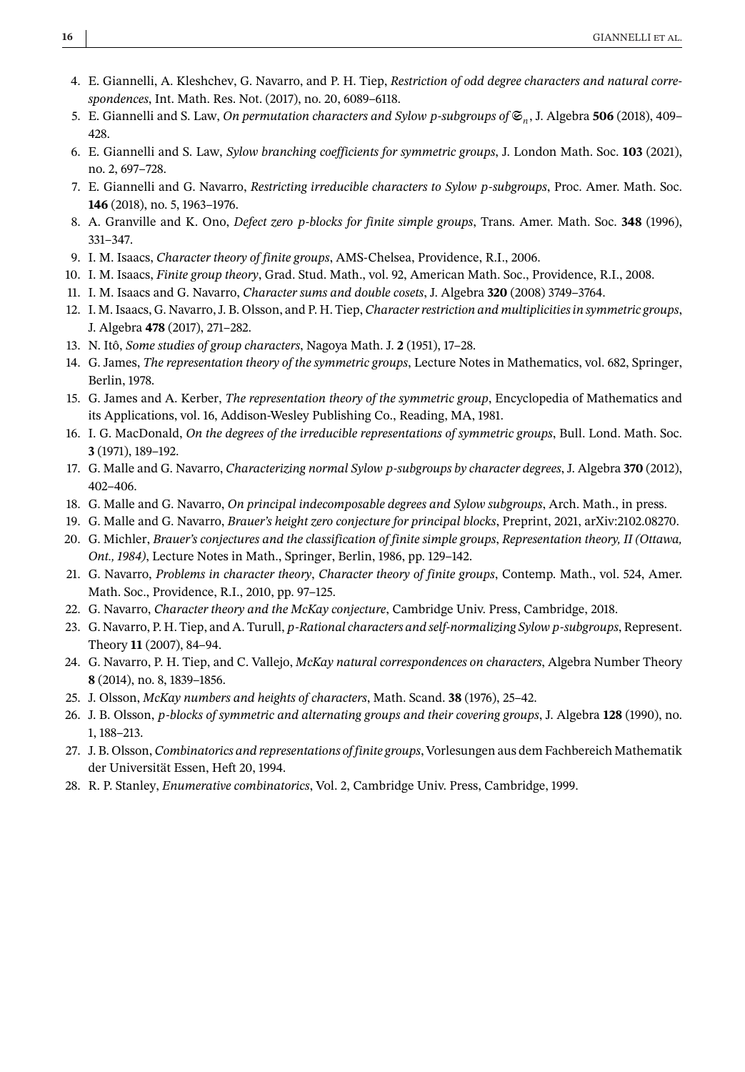4. E. Giannelli, A. Kleshchev, G. Navarro, and P. H. Tiep, *Restriction of odd degree characters and natural correspondences*, Int. Math. Res. Not. (2017), no. 20, 6089–6118.
5. E. Giannelli and S. Law, *On permutation characters and Sylow p-subgroups of $\mathfrak{S}_n$*, J. Algebra **506** (2018), 409–428.
6. E. Giannelli and S. Law, *Sylow branching coefficients for symmetric groups*, J. London Math. Soc. **103** (2021), no. 2, 697–728.
7. E. Giannelli and G. Navarro, *Restricting irreducible characters to Sylow p-subgroups*, Proc. Amer. Math. Soc. **146** (2018), no. 5, 1963–1976.
8. A. Granville and K. Ono, *Defect zero p-blocks for finite simple groups*, Trans. Amer. Math. Soc. **348** (1996), 331–347.
9. I. M. Isaacs, *Character theory of finite groups*, AMS-Chelsea, Providence, R.I., 2006.
10. I. M. Isaacs, *Finite group theory*, Grad. Stud. Math., vol. 92, American Math. Soc., Providence, R.I., 2008.
11. I. M. Isaacs and G. Navarro, *Character sums and double cosets*, J. Algebra **320** (2008) 3749–3764.
12. I. M. Isaacs, G. Navarro, J. B. Olsson, and P. H. Tiep, *Character restriction and multiplicities in symmetric groups*, J. Algebra **478** (2017), 271–282.
13. N. Itô, *Some studies of group characters*, Nagoya Math. J. **2** (1951), 17–28.
14. G. James, *The representation theory of the symmetric groups*, Lecture Notes in Mathematics, vol. 682, Springer, Berlin, 1978.
15. G. James and A. Kerber, *The representation theory of the symmetric group*, Encyclopedia of Mathematics and its Applications, vol. 16, Addison-Wesley Publishing Co., Reading, MA, 1981.
16. I. G. MacDonald, *On the degrees of the irreducible representations of symmetric groups*, Bull. Lond. Math. Soc. **3** (1971), 189–192.
17. G. Malle and G. Navarro, *Characterizing normal Sylow p-subgroups by character degrees*, J. Algebra **370** (2012), 402–406.
18. G. Malle and G. Navarro, *On principal indecomposable degrees and Sylow subgroups*, Arch. Math., in press.
19. G. Malle and G. Navarro, *Brauer's height zero conjecture for principal blocks*, Preprint, 2021, arXiv:2102.08270.
20. G. Michler, *Brauer's conjectures and the classification of finite simple groups*, *Representation theory, II (Ottawa, Ont., 1984)*, Lecture Notes in Math., Springer, Berlin, 1986, pp. 129–142.
21. G. Navarro, *Problems in character theory*, *Character theory of finite groups*, Contemp. Math., vol. 524, Amer. Math. Soc., Providence, R.I., 2010, pp. 97–125.
22. G. Navarro, *Character theory and the McKay conjecture*, Cambridge Univ. Press, Cambridge, 2018.
23. G. Navarro, P. H. Tiep, and A. Turull, *p-Rational characters and self-normalizing Sylow p-subgroups*, Represent. Theory **11** (2007), 84–94.
24. G. Navarro, P. H. Tiep, and C. Vallejo, *McKay natural correspondences on characters*, Algebra Number Theory **8** (2014), no. 8, 1839–1856.
25. J. Olsson, *McKay numbers and heights of characters*, Math. Scand. **38** (1976), 25–42.
26. J. B. Olsson, *p-blocks of symmetric and alternating groups and their covering groups*, J. Algebra **128** (1990), no. 1, 188–213.
27. J. B. Olsson, *Combinatorics and representations of finite groups*, Vorlesungen aus dem Fachbereich Mathematik der Universität Essen, Heft 20, 1994.
28. R. P. Stanley, *Enumerative combinatorics*, Vol. 2, Cambridge Univ. Press, Cambridge, 1999.